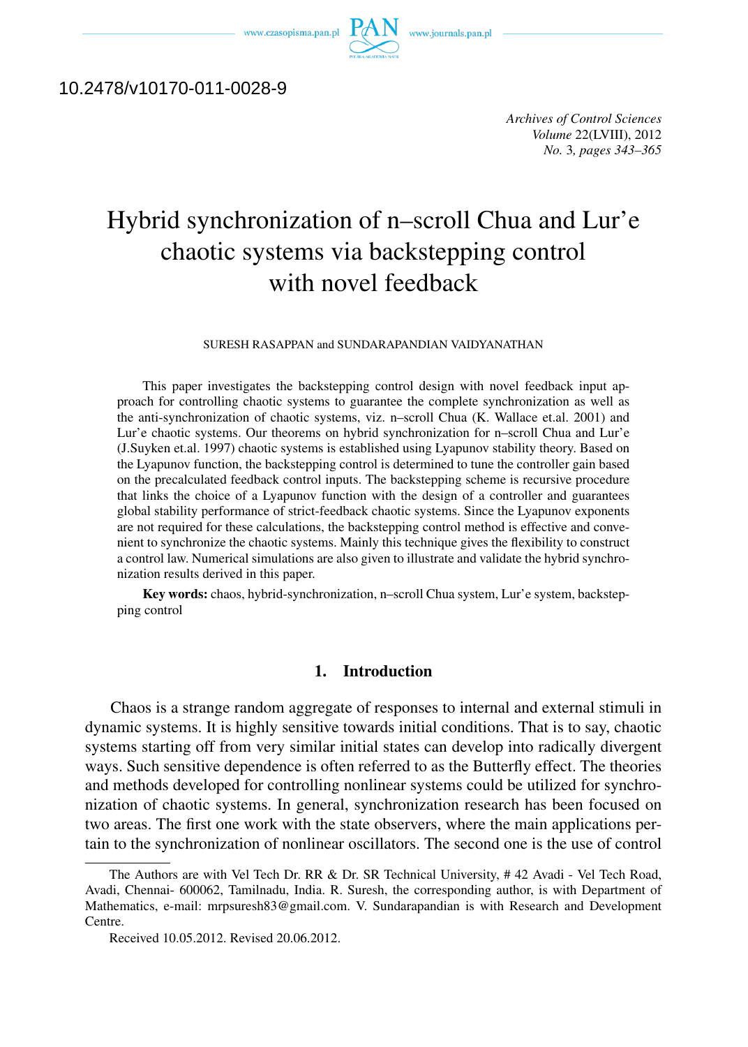10.2478/v10170-011-0028-9

# Hybrid synchronization of n–scroll Chua and Lur'e chaotic systems via backstepping control with novel feedback

SURESH RASAPPAN and SUNDARAPANDIAN VAIDYANATHAN

This paper investigates the backstepping control design with novel feedback input approach for controlling chaotic systems to guarantee the complete synchronization as well as the anti-synchronization of chaotic systems, viz. n–scroll Chua (K. Wallace et.al. 2001) and Lur'e chaotic systems. Our theorems on hybrid synchronization for n–scroll Chua and Lur'e (J.Suyken et.al. 1997) chaotic systems is established using Lyapunov stability theory. Based on the Lyapunov function, the backstepping control is determined to tune the controller gain based on the precalculated feedback control inputs. The backstepping scheme is recursive procedure that links the choice of a Lyapunov function with the design of a controller and guarantees global stability performance of strict-feedback chaotic systems. Since the Lyapunov exponents are not required for these calculations, the backstepping control method is effective and convenient to synchronize the chaotic systems. Mainly this technique gives the flexibility to construct a control law. Numerical simulations are also given to illustrate and validate the hybrid synchronization results derived in this paper.

**Key words:** chaos, hybrid-synchronization, n–scroll Chua system, Lur'e system, backstepping control

## 1. Introduction

Chaos is a strange random aggregate of responses to internal and external stimuli in dynamic systems. It is highly sensitive towards initial conditions. That is to say, chaotic systems starting off from very similar initial states can develop into radically divergent ways. Such sensitive dependence is often referred to as the Butterfly effect. The theories and methods developed for controlling nonlinear systems could be utilized for synchronization of chaotic systems. In general, synchronization research has been focused on two areas. The first one work with the state observers, where the main applications pertain to the synchronization of nonlinear oscillators. The second one is the use of control

---

The Authors are with Vel Tech Dr. RR & Dr. SR Technical University, # 42 Avadi - Vel Tech Road, Avadi, Chennai- 600062, Tamilnadu, India. R. Suresh, the corresponding author, is with Department of Mathematics, e-mail: mrpsuresh83@gmail.com. V. Sundarapandian is with Research and Development Centre.

Received 10.05.2012. Revised 20.06.2012.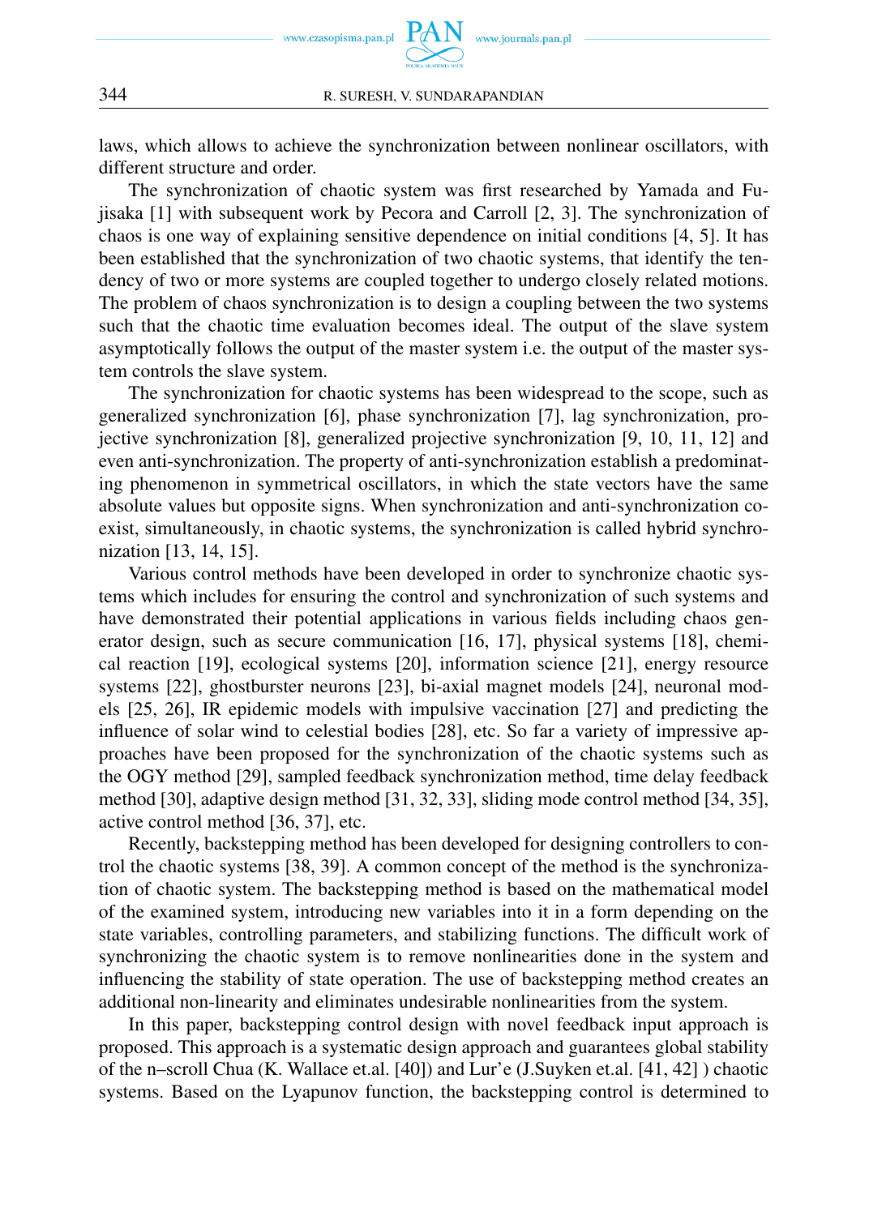laws, which allows to achieve the synchronization between nonlinear oscillators, with different structure and order.

The synchronization of chaotic system was first researched by Yamada and Fujisaka [1] with subsequent work by Pecora and Carroll [2, 3]. The synchronization of chaos is one way of explaining sensitive dependence on initial conditions [4, 5]. It has been established that the synchronization of two chaotic systems, that identify the tendency of two or more systems are coupled together to undergo closely related motions. The problem of chaos synchronization is to design a coupling between the two systems such that the chaotic time evaluation becomes ideal. The output of the slave system asymptotically follows the output of the master system i.e. the output of the master system controls the slave system.

The synchronization for chaotic systems has been widespread to the scope, such as generalized synchronization [6], phase synchronization [7], lag synchronization, projective synchronization [8], generalized projective synchronization [9, 10, 11, 12] and even anti-synchronization. The property of anti-synchronization establish a predominating phenomenon in symmetrical oscillators, in which the state vectors have the same absolute values but opposite signs. When synchronization and anti-synchronization coexist, simultaneously, in chaotic systems, the synchronization is called hybrid synchronization [13, 14, 15].

Various control methods have been developed in order to synchronize chaotic systems which includes for ensuring the control and synchronization of such systems and have demonstrated their potential applications in various fields including chaos generator design, such as secure communication [16, 17], physical systems [18], chemical reaction [19], ecological systems [20], information science [21], energy resource systems [22], ghostburster neurons [23], bi-axial magnet models [24], neuronal models [25, 26], IR epidemic models with impulsive vaccination [27] and predicting the influence of solar wind to celestial bodies [28], etc. So far a variety of impressive approaches have been proposed for the synchronization of the chaotic systems such as the OGY method [29], sampled feedback synchronization method, time delay feedback method [30], adaptive design method [31, 32, 33], sliding mode control method [34, 35], active control method [36, 37], etc.

Recently, backstepping method has been developed for designing controllers to control the chaotic systems [38, 39]. A common concept of the method is the synchronization of chaotic system. The backstepping method is based on the mathematical model of the examined system, introducing new variables into it in a form depending on the state variables, controlling parameters, and stabilizing functions. The difficult work of synchronizing the chaotic system is to remove nonlinearities done in the system and influencing the stability of state operation. The use of backstepping method creates an additional non-linearity and eliminates undesirable nonlinearities from the system.

In this paper, backstepping control design with novel feedback input approach is proposed. This approach is a systematic design approach and guarantees global stability of the n–scroll Chua (K. Wallace et.al. [40]) and Lur'e (J.Suyken et.al. [41, 42] ) chaotic systems. Based on the Lyapunov function, the backstepping control is determined to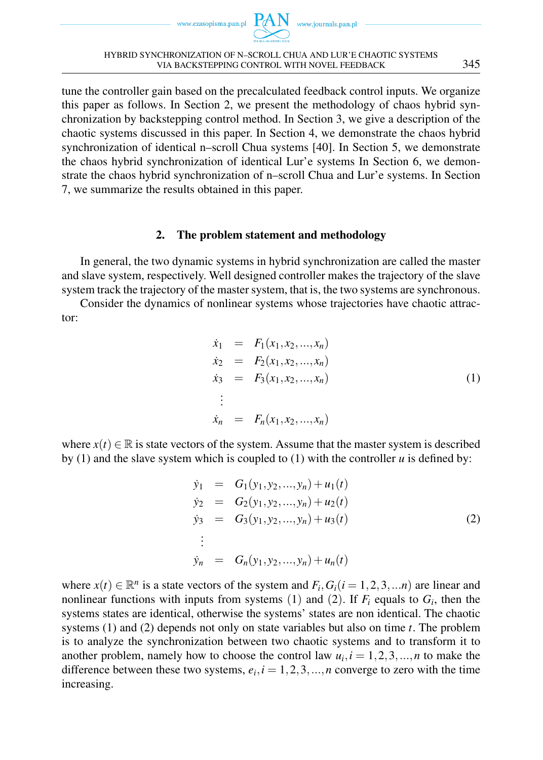tune the controller gain based on the precalculated feedback control inputs. We organize this paper as follows. In Section 2, we present the methodology of chaos hybrid synchronization by backstepping control method. In Section 3, we give a description of the chaotic systems discussed in this paper. In Section 4, we demonstrate the chaos hybrid synchronization of identical n–scroll Chua systems [40]. In Section 5, we demonstrate the chaos hybrid synchronization of identical Lur'e systems In Section 6, we demonstrate the chaos hybrid synchronization of n–scroll Chua and Lur'e systems. In Section 7, we summarize the results obtained in this paper.

## 2. The problem statement and methodology

In general, the two dynamic systems in hybrid synchronization are called the master and slave system, respectively. Well designed controller makes the trajectory of the slave system track the trajectory of the master system, that is, the two systems are synchronous.

Consider the dynamics of nonlinear systems whose trajectories have chaotic attractor:

$$
\begin{aligned}
\dot{x}_1 &= F_1(x_1, x_2, \ldots, x_n) \\
\dot{x}_2 &= F_2(x_1, x_2, \ldots, x_n) \\
\dot{x}_3 &= F_3(x_1, x_2, \ldots, x_n) \\
&\vdots \\
\dot{x}_n &= F_n(x_1, x_2, \ldots, x_n)
\end{aligned}
\tag{1}
$$

where $x(t) \in \mathbb{R}$ is state vectors of the system. Assume that the master system is described by (1) and the slave system which is coupled to (1) with the controller $u$ is defined by:

$$
\begin{aligned}
\dot{y}_1 &= G_1(y_1, y_2, \ldots, y_n) + u_1(t) \\
\dot{y}_2 &= G_2(y_1, y_2, \ldots, y_n) + u_2(t) \\
\dot{y}_3 &= G_3(y_1, y_2, \ldots, y_n) + u_3(t) \\
&\vdots \\
\dot{y}_n &= G_n(y_1, y_2, \ldots, y_n) + u_n(t)
\end{aligned}
\tag{2}
$$

where $x(t) \in \mathbb{R}^n$ is a state vectors of the system and $F_i, G_i (i = 1, 2, 3, \ldots n)$ are linear and nonlinear functions with inputs from systems (1) and (2). If $F_i$ equals to $G_i$, then the systems states are identical, otherwise the systems' states are non identical. The chaotic systems (1) and (2) depends not only on state variables but also on time $t$. The problem is to analyze the synchronization between two chaotic systems and to transform it to another problem, namely how to choose the control law $u_i, i = 1, 2, 3, \ldots, n$ to make the difference between these two systems, $e_i, i = 1, 2, 3, \ldots, n$ converge to zero with the time increasing.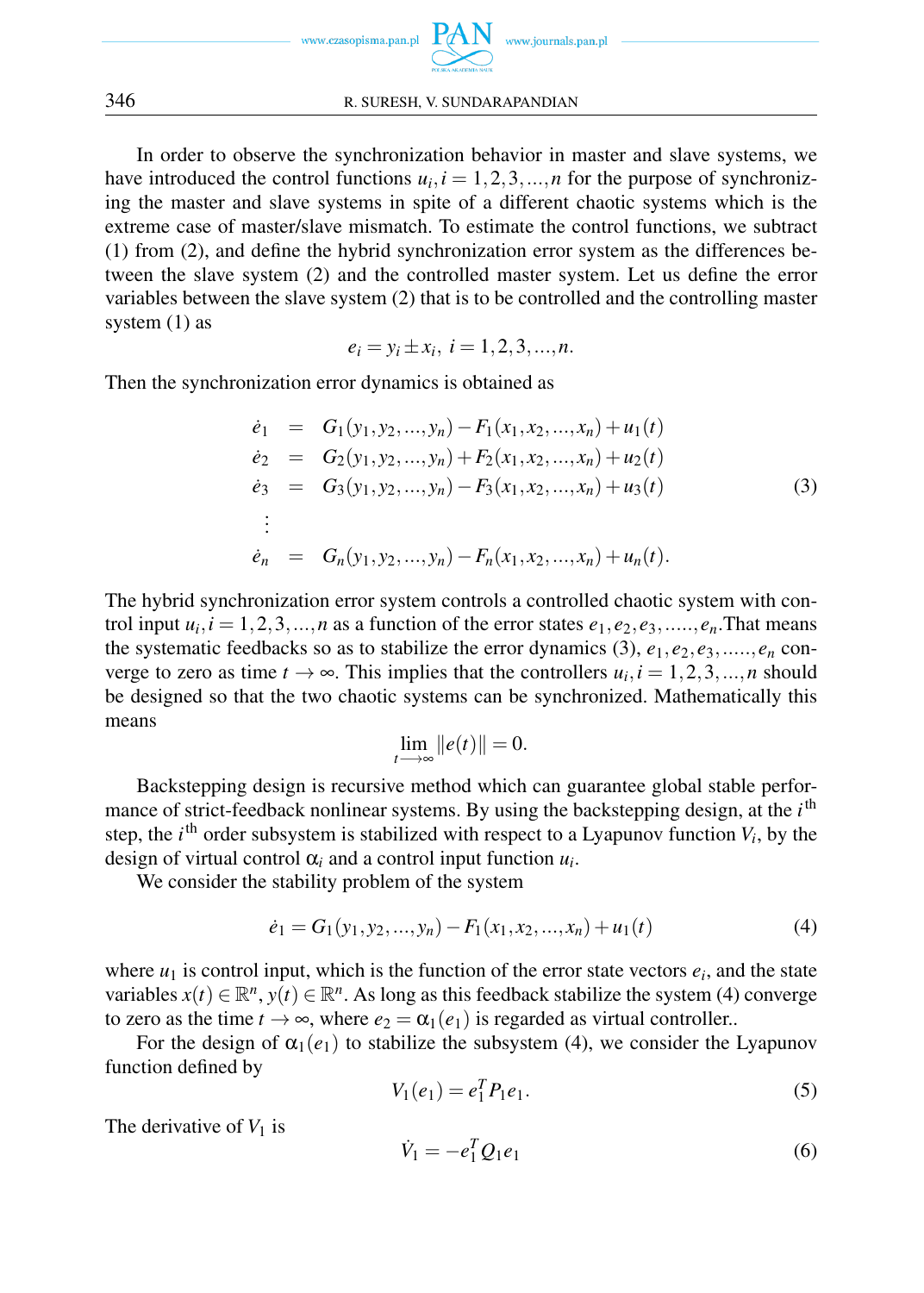In order to observe the synchronization behavior in master and slave systems, we have introduced the control functions $u_i, i = 1, 2, 3, \ldots, n$ for the purpose of synchronizing the master and slave systems in spite of a different chaotic systems which is the extreme case of master/slave mismatch. To estimate the control functions, we subtract (1) from (2), and define the hybrid synchronization error system as the differences between the slave system (2) and the controlled master system. Let us define the error variables between the slave system (2) that is to be controlled and the controlling master system (1) as

$$e_i = y_i \pm x_i,\ i = 1, 2, 3, \ldots, n.$$

Then the synchronization error dynamics is obtained as

$$\begin{aligned}
\dot{e}_1 &= G_1(y_1, y_2, \ldots, y_n) - F_1(x_1, x_2, \ldots, x_n) + u_1(t) \\
\dot{e}_2 &= G_2(y_1, y_2, \ldots, y_n) + F_2(x_1, x_2, \ldots, x_n) + u_2(t) \\
\dot{e}_3 &= G_3(y_1, y_2, \ldots, y_n) - F_3(x_1, x_2, \ldots, x_n) + u_3(t) \\
&\vdots \\
\dot{e}_n &= G_n(y_1, y_2, \ldots, y_n) - F_n(x_1, x_2, \ldots, x_n) + u_n(t).
\end{aligned} \tag{3}$$

The hybrid synchronization error system controls a controlled chaotic system with control input $u_i, i = 1, 2, 3, \ldots, n$ as a function of the error states $e_1, e_2, e_3, \ldots.., e_n$.That means the systematic feedbacks so as to stabilize the error dynamics (3), $e_1, e_2, e_3, \ldots.., e_n$ converge to zero as time $t \to \infty$. This implies that the controllers $u_i, i = 1, 2, 3, \ldots, n$ should be designed so that the two chaotic systems can be synchronized. Mathematically this means

$$\lim_{t \longrightarrow \infty} \|e(t)\| = 0.$$

Backstepping design is recursive method which can guarantee global stable performance of strict-feedback nonlinear systems. By using the backstepping design, at the $i^{\text{th}}$ step, the $i^{\text{th}}$ order subsystem is stabilized with respect to a Lyapunov function $V_i$, by the design of virtual control $\alpha_i$ and a control input function $u_i$.

We consider the stability problem of the system

$$\dot{e}_1 = G_1(y_1, y_2, \ldots, y_n) - F_1(x_1, x_2, \ldots, x_n) + u_1(t) \tag{4}$$

where $u_1$ is control input, which is the function of the error state vectors $e_i$, and the state variables $x(t) \in \mathbb{R}^n$, $y(t) \in \mathbb{R}^n$. As long as this feedback stabilize the system (4) converge to zero as the time $t \to \infty$, where $e_2 = \alpha_1(e_1)$ is regarded as virtual controller..

For the design of $\alpha_1(e_1)$ to stabilize the subsystem (4), we consider the Lyapunov function defined by

$$V_1(e_1) = e_1^T P_1 e_1. \tag{5}$$

The derivative of $V_1$ is

$$\dot{V}_1 = -e_1^T Q_1 e_1 \tag{6}$$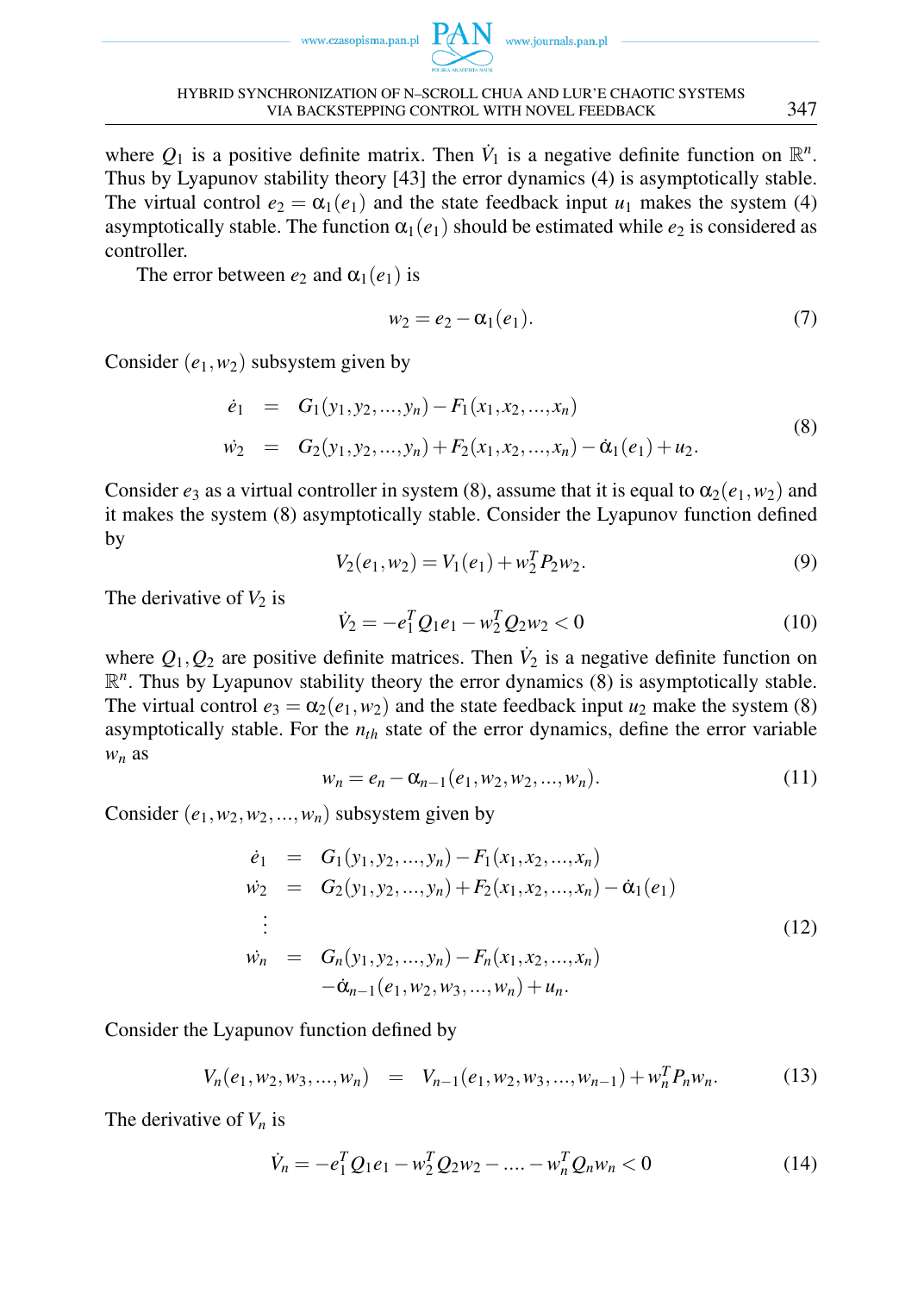where $Q_1$ is a positive definite matrix. Then $\dot{V}_1$ is a negative definite function on $\mathbb{R}^n$. Thus by Lyapunov stability theory [43] the error dynamics (4) is asymptotically stable. The virtual control $e_2 = \alpha_1(e_1)$ and the state feedback input $u_1$ makes the system (4) asymptotically stable. The function $\alpha_1(e_1)$ should be estimated while $e_2$ is considered as controller.

The error between $e_2$ and $\alpha_1(e_1)$ is

$$w_2 = e_2 - \alpha_1(e_1). \tag{7}$$

Consider $(e_1, w_2)$ subsystem given by

$$\begin{aligned} \dot{e}_1 &= G_1(y_1, y_2, ..., y_n) - F_1(x_1, x_2, ..., x_n) \\ \dot{w}_2 &= G_2(y_1, y_2, ..., y_n) + F_2(x_1, x_2, ..., x_n) - \dot{\alpha}_1(e_1) + u_2. \end{aligned} \tag{8}$$

Consider $e_3$ as a virtual controller in system (8), assume that it is equal to $\alpha_2(e_1, w_2)$ and it makes the system (8) asymptotically stable. Consider the Lyapunov function defined by

$$V_2(e_1, w_2) = V_1(e_1) + w_2^T P_2 w_2. \tag{9}$$

The derivative of $V_2$ is

$$\dot{V}_2 = -e_1^T Q_1 e_1 - w_2^T Q_2 w_2 < 0 \tag{10}$$

where $Q_1, Q_2$ are positive definite matrices. Then $\dot{V}_2$ is a negative definite function on $\mathbb{R}^n$. Thus by Lyapunov stability theory the error dynamics (8) is asymptotically stable. The virtual control $e_3 = \alpha_2(e_1, w_2)$ and the state feedback input $u_2$ make the system (8) asymptotically stable. For the $n_{th}$ state of the error dynamics, define the error variable $w_n$ as

$$w_n = e_n - \alpha_{n-1}(e_1, w_2, w_2, ..., w_n). \tag{11}$$

Consider $(e_1, w_2, w_2, ..., w_n)$ subsystem given by

$$\begin{aligned} \dot{e}_1 &= G_1(y_1, y_2, ..., y_n) - F_1(x_1, x_2, ..., x_n) \\ \dot{w}_2 &= G_2(y_1, y_2, ..., y_n) + F_2(x_1, x_2, ..., x_n) - \dot{\alpha}_1(e_1) \\ &\vdots \\ \dot{w}_n &= G_n(y_1, y_2, ..., y_n) - F_n(x_1, x_2, ..., x_n) \\ &\quad - \dot{\alpha}_{n-1}(e_1, w_2, w_3, ..., w_n) + u_n. \end{aligned} \tag{12}$$

Consider the Lyapunov function defined by

$$V_n(e_1, w_2, w_3, ..., w_n) = V_{n-1}(e_1, w_2, w_3, ..., w_{n-1}) + w_n^T P_n w_n. \tag{13}$$

The derivative of $V_n$ is

$$\dot{V}_n = -e_1^T Q_1 e_1 - w_2^T Q_2 w_2 - .... - w_n^T Q_n w_n < 0 \tag{14}$$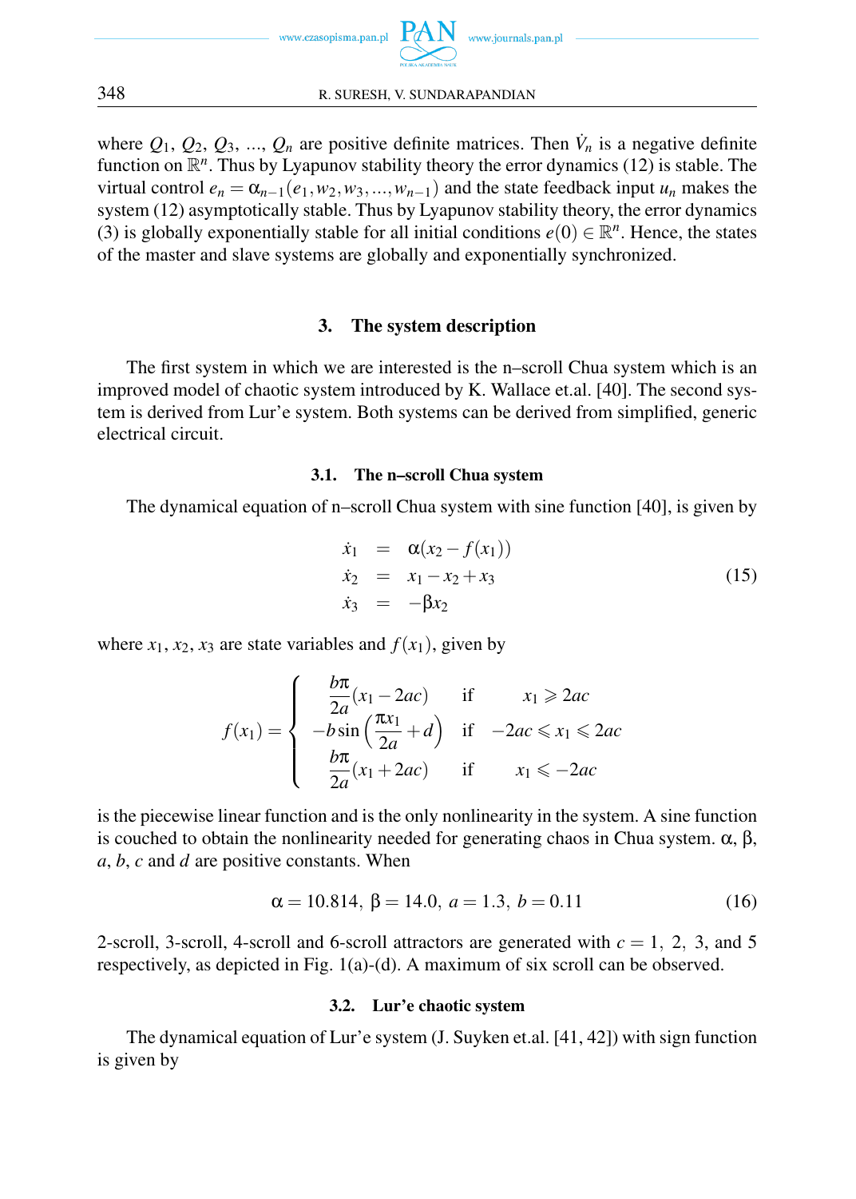where $Q_1$, $Q_2$, $Q_3$, ..., $Q_n$ are positive definite matrices. Then $\dot{V}_n$ is a negative definite function on $\mathbb{R}^n$. Thus by Lyapunov stability theory the error dynamics (12) is stable. The virtual control $e_n = \alpha_{n-1}(e_1, w_2, w_3, \ldots, w_{n-1})$ and the state feedback input $u_n$ makes the system (12) asymptotically stable. Thus by Lyapunov stability theory, the error dynamics (3) is globally exponentially stable for all initial conditions $e(0) \in \mathbb{R}^n$. Hence, the states of the master and slave systems are globally and exponentially synchronized.

## 3. The system description

The first system in which we are interested is the n–scroll Chua system which is an improved model of chaotic system introduced by K. Wallace et.al. [40]. The second system is derived from Lur'e system. Both systems can be derived from simplified, generic electrical circuit.

### 3.1. The n–scroll Chua system

The dynamical equation of n–scroll Chua system with sine function [40], is given by

$$
\begin{aligned}
\dot{x}_1 &= \alpha(x_2 - f(x_1)) \\
\dot{x}_2 &= x_1 - x_2 + x_3 \\
\dot{x}_3 &= -\beta x_2
\end{aligned}
\tag{15}
$$

where $x_1$, $x_2$, $x_3$ are state variables and $f(x_1)$, given by

$$
f(x_1) = \begin{cases}
\dfrac{b\pi}{2a}(x_1 - 2ac) & \text{if} \quad x_1 \geqslant 2ac \\
-b\sin\left(\dfrac{\pi x_1}{2a} + d\right) & \text{if} \quad -2ac \leqslant x_1 \leqslant 2ac \\
\dfrac{b\pi}{2a}(x_1 + 2ac) & \text{if} \quad x_1 \leqslant -2ac
\end{cases}
$$

is the piecewise linear function and is the only nonlinearity in the system. A sine function is couched to obtain the nonlinearity needed for generating chaos in Chua system. $\alpha$, $\beta$, $a$, $b$, $c$ and $d$ are positive constants. When

$$
\alpha = 10.814,\ \beta = 14.0,\ a = 1.3,\ b = 0.11 \tag{16}
$$

2-scroll, 3-scroll, 4-scroll and 6-scroll attractors are generated with $c = 1,\ 2,\ 3,$ and $5$ respectively, as depicted in Fig. 1(a)-(d). A maximum of six scroll can be observed.

### 3.2. Lur'e chaotic system

The dynamical equation of Lur'e system (J. Suyken et.al. [41, 42]) with sign function is given by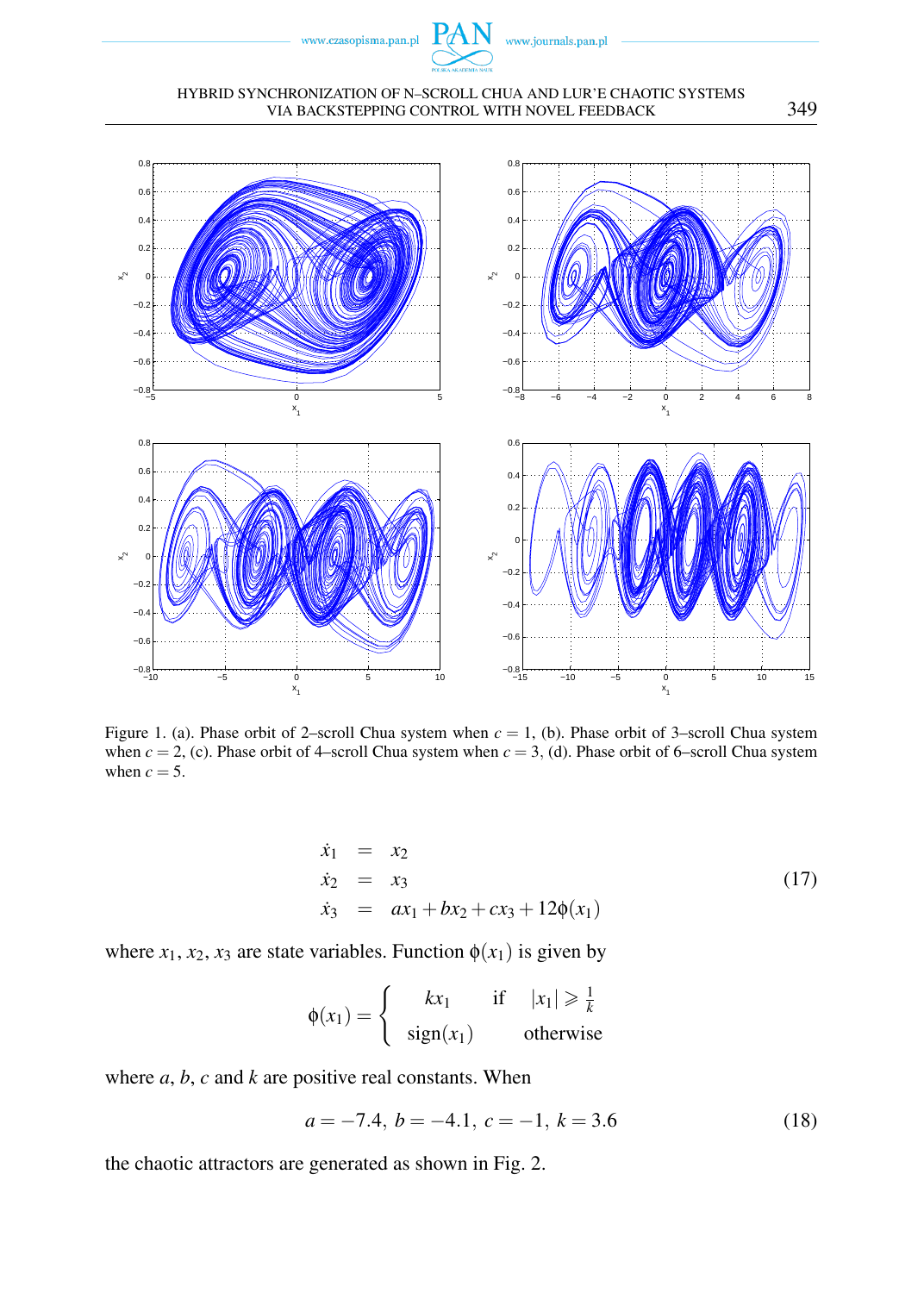Figure 1. (a). Phase orbit of 2–scroll Chua system when $c = 1$, (b). Phase orbit of 3–scroll Chua system when $c = 2$, (c). Phase orbit of 4–scroll Chua system when $c = 3$, (d). Phase orbit of 6–scroll Chua system when $c = 5$.

$$
\begin{aligned}
\dot{x}_1 &= x_2 \\
\dot{x}_2 &= x_3 \\
\dot{x}_3 &= ax_1 + bx_2 + cx_3 + 12\phi(x_1)
\end{aligned}
\tag{17}
$$

where $x_1, x_2, x_3$ are state variables. Function $\phi(x_1)$ is given by

$$
\phi(x_1) = \begin{cases} kx_1 & \text{if} \quad |x_1| \geqslant \frac{1}{k} \\ \text{sign}(x_1) & \text{otherwise} \end{cases}
$$

where $a$, $b$, $c$ and $k$ are positive real constants. When

$$
a = -7.4, \; b = -4.1, \; c = -1, \; k = 3.6 \tag{18}
$$

the chaotic attractors are generated as shown in Fig. 2.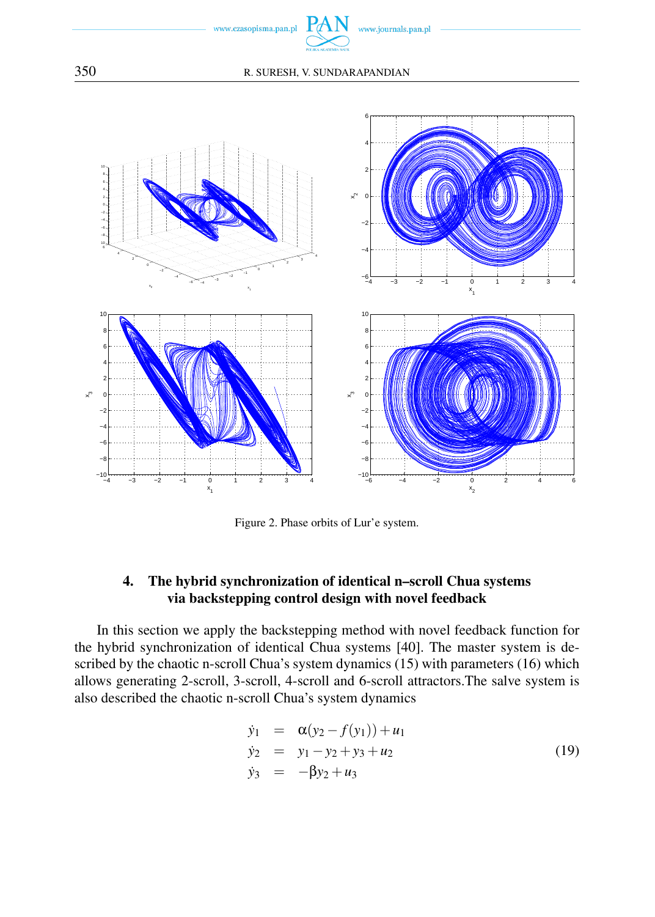Figure 2. Phase orbits of Lur'e system.

## 4. The hybrid synchronization of identical n–scroll Chua systems via backstepping control design with novel feedback

In this section we apply the backstepping method with novel feedback function for the hybrid synchronization of identical Chua systems [40]. The master system is described by the chaotic n-scroll Chua's system dynamics (15) with parameters (16) which allows generating 2-scroll, 3-scroll, 4-scroll and 6-scroll attractors.The salve system is also described the chaotic n-scroll Chua's system dynamics

$$
\begin{aligned}
\dot{y}_1 &= \alpha(y_2 - f(y_1)) + u_1 \\
\dot{y}_2 &= y_1 - y_2 + y_3 + u_2 \\
\dot{y}_3 &= -\beta y_2 + u_3
\end{aligned}
\tag{19}
$$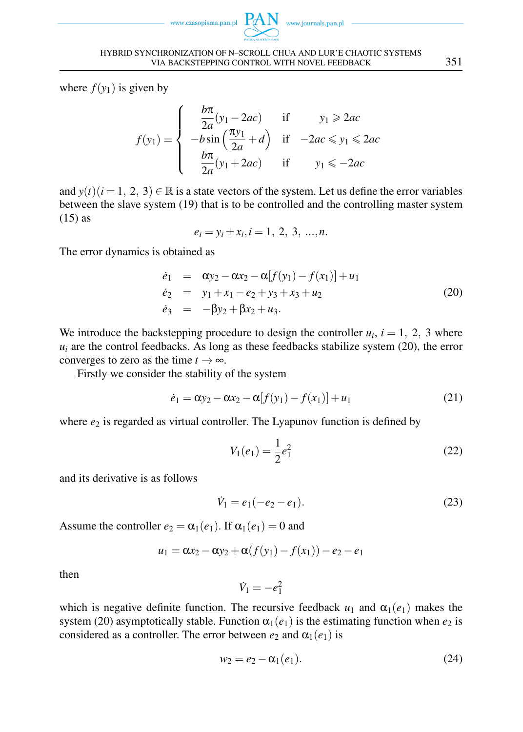where $f(y_1)$ is given by

$$f(y_1) = \begin{cases} \frac{b\pi}{2a}(y_1 - 2ac) & \text{if} \quad y_1 \geqslant 2ac \\ -b\sin\left(\frac{\pi y_1}{2a} + d\right) & \text{if} \quad -2ac \leqslant y_1 \leqslant 2ac \\ \frac{b\pi}{2a}(y_1 + 2ac) & \text{if} \quad y_1 \leqslant -2ac \end{cases}$$

and $y(t)(i = 1,\ 2,\ 3) \in \mathbb{R}$ is a state vectors of the system. Let us define the error variables between the slave system (19) that is to be controlled and the controlling master system (15) as

$$e_i = y_i \pm x_i, i = 1,\ 2,\ 3,\ \ldots, n.$$

The error dynamics is obtained as

$$\begin{aligned} \dot{e}_1 &= \alpha y_2 - \alpha x_2 - \alpha[f(y_1) - f(x_1)] + u_1 \\ \dot{e}_2 &= y_1 + x_1 - e_2 + y_3 + x_3 + u_2 \\ \dot{e}_3 &= -\beta y_2 + \beta x_2 + u_3. \end{aligned} \tag{20}$$

We introduce the backstepping procedure to design the controller $u_i$, $i = 1,\ 2,\ 3$ where $u_i$ are the control feedbacks. As long as these feedbacks stabilize system (20), the error converges to zero as the time $t \to \infty$.

Firstly we consider the stability of the system

$$\dot{e}_1 = \alpha y_2 - \alpha x_2 - \alpha[f(y_1) - f(x_1)] + u_1 \tag{21}$$

where $e_2$ is regarded as virtual controller. The Lyapunov function is defined by

$$V_1(e_1) = \frac{1}{2}e_1^2 \tag{22}$$

and its derivative is as follows

$$\dot{V}_1 = e_1(-e_2 - e_1). \tag{23}$$

Assume the controller $e_2 = \alpha_1(e_1)$. If $\alpha_1(e_1) = 0$ and

$$u_1 = \alpha x_2 - \alpha y_2 + \alpha(f(y_1) - f(x_1)) - e_2 - e_1$$

then

$$\dot{V}_1 = -e_1^2$$

which is negative definite function. The recursive feedback $u_1$ and $\alpha_1(e_1)$ makes the system (20) asymptotically stable. Function $\alpha_1(e_1)$ is the estimating function when $e_2$ is considered as a controller. The error between $e_2$ and $\alpha_1(e_1)$ is

$$w_2 = e_2 - \alpha_1(e_1). \tag{24}$$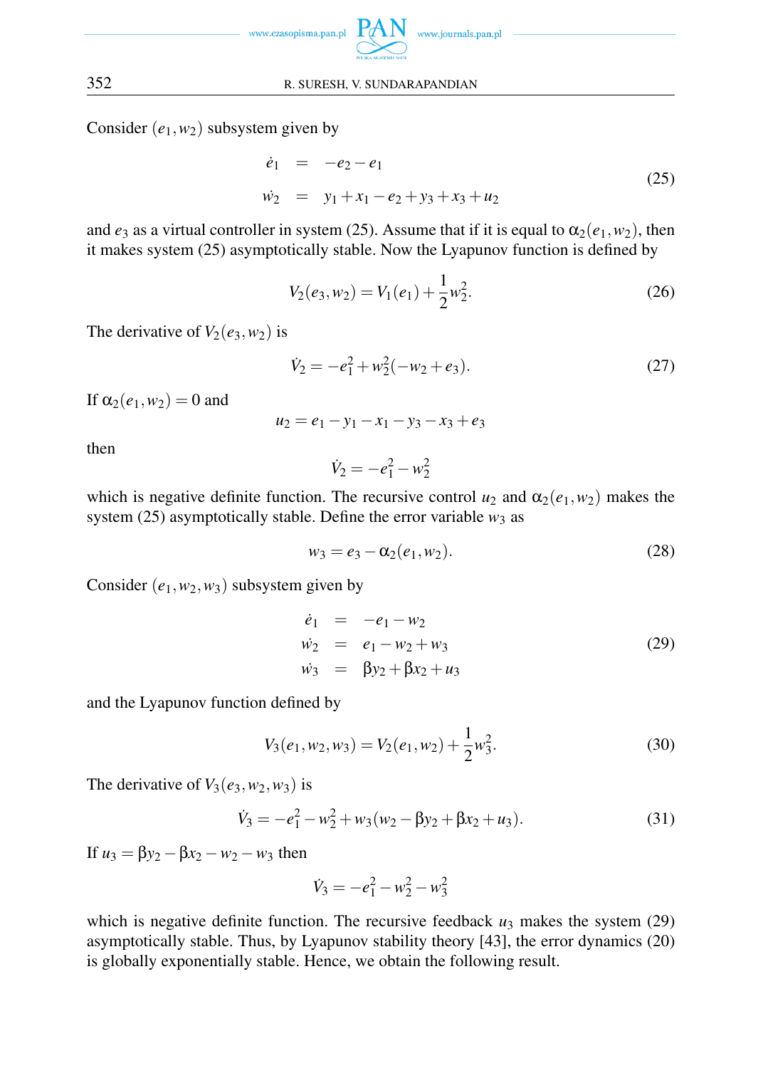Consider $(e_1, w_2)$ subsystem given by

$$
\begin{aligned}
\dot{e}_1 &= -e_2 - e_1 \\
\dot{w_2} &= y_1 + x_1 - e_2 + y_3 + x_3 + u_2
\end{aligned}
\tag{25}
$$

and $e_3$ as a virtual controller in system (25). Assume that if it is equal to $\alpha_2(e_1, w_2)$, then it makes system (25) asymptotically stable. Now the Lyapunov function is defined by

$$
V_2(e_3, w_2) = V_1(e_1) + \frac{1}{2} w_2^2. \tag{26}
$$

The derivative of $V_2(e_3, w_2)$ is

$$
\dot{V}_2 = -e_1^2 + w_2^2(-w_2 + e_3). \tag{27}
$$

If $\alpha_2(e_1, w_2) = 0$ and

$$
u_2 = e_1 - y_1 - x_1 - y_3 - x_3 + e_3
$$

then

$$
\dot{V}_2 = -e_1^2 - w_2^2
$$

which is negative definite function. The recursive control $u_2$ and $\alpha_2(e_1, w_2)$ makes the system (25) asymptotically stable. Define the error variable $w_3$ as

$$
w_3 = e_3 - \alpha_2(e_1, w_2). \tag{28}
$$

Consider $(e_1, w_2, w_3)$ subsystem given by

$$
\begin{aligned}
\dot{e}_1 &= -e_1 - w_2 \\
\dot{w_2} &= e_1 - w_2 + w_3 \\
\dot{w_3} &= \beta y_2 + \beta x_2 + u_3
\end{aligned}
\tag{29}
$$

and the Lyapunov function defined by

$$
V_3(e_1, w_2, w_3) = V_2(e_1, w_2) + \frac{1}{2} w_3^2. \tag{30}
$$

The derivative of $V_3(e_3, w_2, w_3)$ is

$$
\dot{V}_3 = -e_1^2 - w_2^2 + w_3(w_2 - \beta y_2 + \beta x_2 + u_3). \tag{31}
$$

If $u_3 = \beta y_2 - \beta x_2 - w_2 - w_3$ then

$$
\dot{V}_3 = -e_1^2 - w_2^2 - w_3^2
$$

which is negative definite function. The recursive feedback $u_3$ makes the system (29) asymptotically stable. Thus, by Lyapunov stability theory [43], the error dynamics (20) is globally exponentially stable. Hence, we obtain the following result.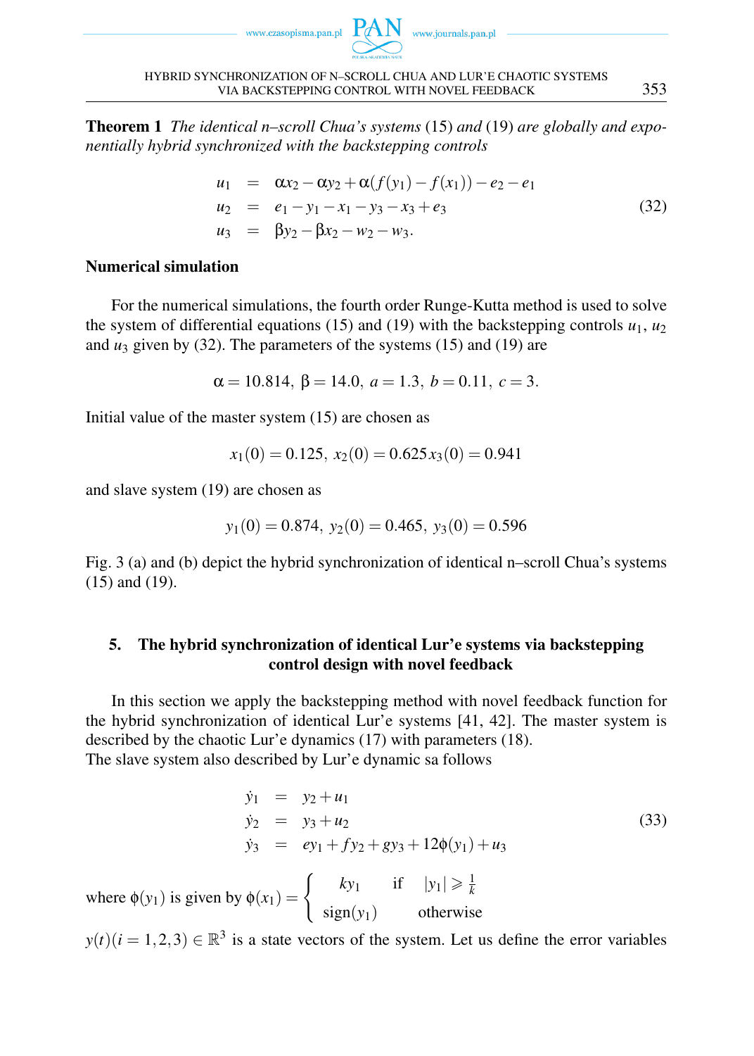**Theorem 1** *The identical n–scroll Chua's systems* (15) *and* (19) *are globally and exponentially hybrid synchronized with the backstepping controls*

$$
\begin{aligned}
u_1 &= \alpha x_2 - \alpha y_2 + \alpha(f(y_1) - f(x_1)) - e_2 - e_1 \\
u_2 &= e_1 - y_1 - x_1 - y_3 - x_3 + e_3 \\
u_3 &= \beta y_2 - \beta x_2 - w_2 - w_3.
\end{aligned}
\tag{32}
$$

**Numerical simulation**

For the numerical simulations, the fourth order Runge-Kutta method is used to solve the system of differential equations (15) and (19) with the backstepping controls $u_1$, $u_2$ and $u_3$ given by (32). The parameters of the systems (15) and (19) are

$$\alpha = 10.814,\ \beta = 14.0,\ a = 1.3,\ b = 0.11,\ c = 3.$$

Initial value of the master system (15) are chosen as

$$x_1(0) = 0.125,\ x_2(0) = 0.625 x_3(0) = 0.941$$

and slave system (19) are chosen as

$$y_1(0) = 0.874,\ y_2(0) = 0.465,\ y_3(0) = 0.596$$

Fig. 3 (a) and (b) depict the hybrid synchronization of identical n–scroll Chua's systems (15) and (19).

## 5. The hybrid synchronization of identical Lur'e systems via backstepping control design with novel feedback

In this section we apply the backstepping method with novel feedback function for the hybrid synchronization of identical Lur'e systems [41, 42]. The master system is described by the chaotic Lur'e dynamics (17) with parameters (18).
The slave system also described by Lur'e dynamic sa follows

$$
\begin{aligned}
\dot{y}_1 &= y_2 + u_1 \\
\dot{y}_2 &= y_3 + u_2 \\
\dot{y}_3 &= e y_1 + f y_2 + g y_3 + 12\phi(y_1) + u_3
\end{aligned}
\tag{33}
$$

where $\phi(y_1)$ is given by $\phi(x_1) = \begin{cases} k y_1 & \text{if} \quad |y_1| \geqslant \frac{1}{k} \\ \text{sign}(y_1) & \text{otherwise} \end{cases}$

$y(t)(i = 1, 2, 3) \in \mathbb{R}^3$ is a state vectors of the system. Let us define the error variables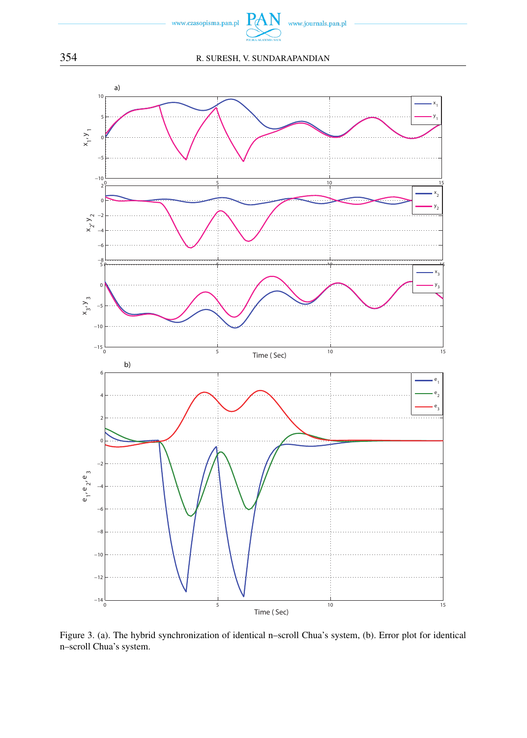Figure 3. (a). The hybrid synchronization of identical n–scroll Chua's system, (b). Error plot for identical n–scroll Chua's system.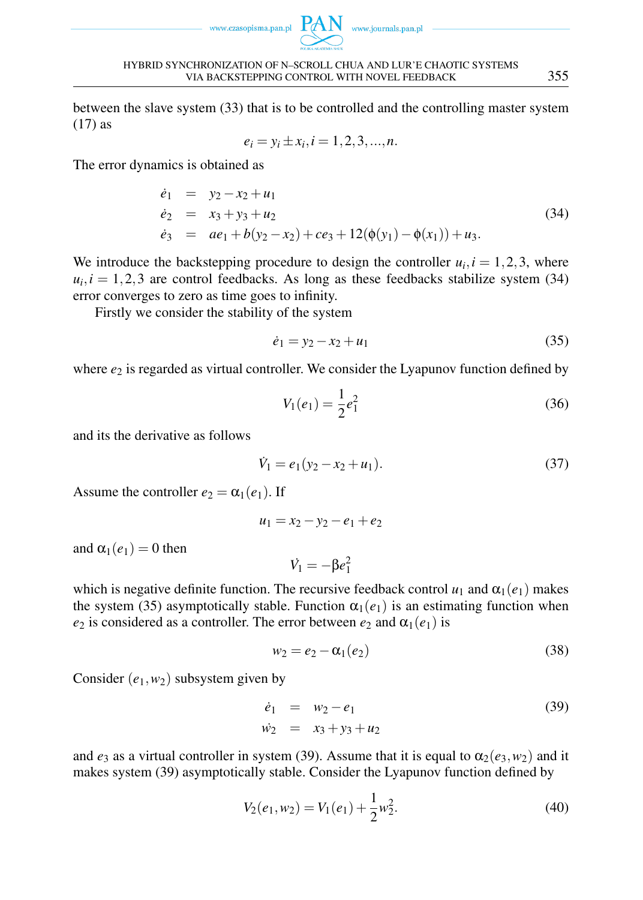between the slave system (33) that is to be controlled and the controlling master system (17) as

$$e_i = y_i \pm x_i, i = 1, 2, 3, ..., n.$$

The error dynamics is obtained as

$$\begin{aligned}
\dot{e}_1 &= y_2 - x_2 + u_1 \\
\dot{e}_2 &= x_3 + y_3 + u_2 \\
\dot{e}_3 &= ae_1 + b(y_2 - x_2) + ce_3 + 12(\phi(y_1) - \phi(x_1)) + u_3.
\end{aligned} \tag{34}$$

We introduce the backstepping procedure to design the controller $u_i, i = 1, 2, 3$, where $u_i, i = 1, 2, 3$ are control feedbacks. As long as these feedbacks stabilize system (34) error converges to zero as time goes to infinity.

Firstly we consider the stability of the system

$$\dot{e}_1 = y_2 - x_2 + u_1 \tag{35}$$

where $e_2$ is regarded as virtual controller. We consider the Lyapunov function defined by

$$V_1(e_1) = \frac{1}{2}e_1^2 \tag{36}$$

and its the derivative as follows

$$\dot{V}_1 = e_1(y_2 - x_2 + u_1). \tag{37}$$

Assume the controller $e_2 = \alpha_1(e_1)$. If

$$u_1 = x_2 - y_2 - e_1 + e_2$$

and $\alpha_1(e_1) = 0$ then

$$\dot{V}_1 = -\beta e_1^2$$

which is negative definite function. The recursive feedback control $u_1$ and $\alpha_1(e_1)$ makes the system (35) asymptotically stable. Function $\alpha_1(e_1)$ is an estimating function when $e_2$ is considered as a controller. The error between $e_2$ and $\alpha_1(e_1)$ is

$$w_2 = e_2 - \alpha_1(e_2) \tag{38}$$

Consider $(e_1, w_2)$ subsystem given by

$$\begin{aligned}
\dot{e}_1 &= w_2 - e_1 \\
\dot{w}_2 &= x_3 + y_3 + u_2
\end{aligned} \tag{39}$$

and $e_3$ as a virtual controller in system (39). Assume that it is equal to $\alpha_2(e_3, w_2)$ and it makes system (39) asymptotically stable. Consider the Lyapunov function defined by

$$V_2(e_1, w_2) = V_1(e_1) + \frac{1}{2}w_2^2. \tag{40}$$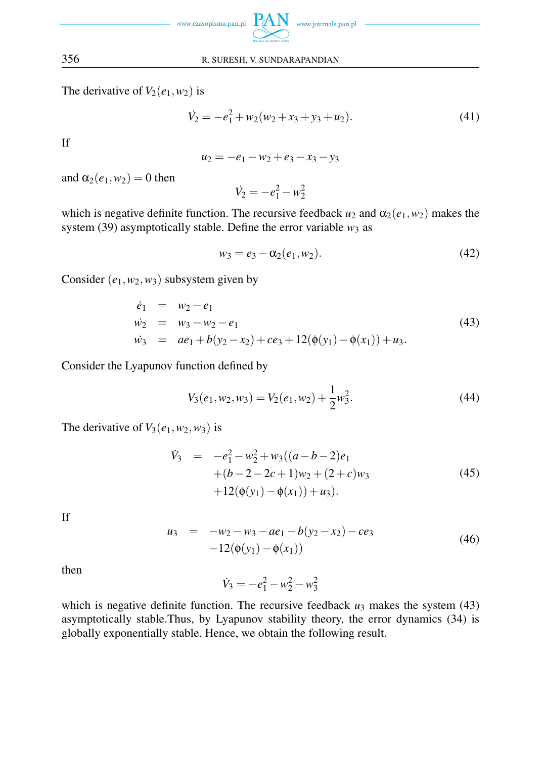The derivative of $V_2(e_1, w_2)$ is

$$\dot{V}_2 = -e_1^2 + w_2(w_2 + x_3 + y_3 + u_2). \tag{41}$$

If

$$u_2 = -e_1 - w_2 + e_3 - x_3 - y_3$$

and $\alpha_2(e_1, w_2) = 0$ then

$$\dot{V}_2 = -e_1^2 - w_2^2$$

which is negative definite function. The recursive feedback $u_2$ and $\alpha_2(e_1, w_2)$ makes the system (39) asymptotically stable. Define the error variable $w_3$ as

$$w_3 = e_3 - \alpha_2(e_1, w_2). \tag{42}$$

Consider $(e_1, w_2, w_3)$ subsystem given by

$$\begin{aligned}
\dot{e}_1 &= w_2 - e_1 \\
\dot{w}_2 &= w_3 - w_2 - e_1 \\
\dot{w}_3 &= ae_1 + b(y_2 - x_2) + ce_3 + 12(\phi(y_1) - \phi(x_1)) + u_3.
\end{aligned} \tag{43}$$

Consider the Lyapunov function defined by

$$V_3(e_1, w_2, w_3) = V_2(e_1, w_2) + \frac{1}{2} w_3^2. \tag{44}$$

The derivative of $V_3(e_1, w_2, w_3)$ is

$$\begin{aligned}
\dot{V}_3 = \; & -e_1^2 - w_2^2 + w_3((a - b - 2)e_1 \\
& + (b - 2 - 2c + 1)w_2 + (2 + c)w_3 \\
& + 12(\phi(y_1) - \phi(x_1)) + u_3).
\end{aligned} \tag{45}$$

If

$$\begin{aligned}
u_3 = \; & -w_2 - w_3 - ae_1 - b(y_2 - x_2) - ce_3 \\
& - 12(\phi(y_1) - \phi(x_1))
\end{aligned} \tag{46}$$

then

$$\dot{V}_3 = -e_1^2 - w_2^2 - w_3^2$$

which is negative definite function. The recursive feedback $u_3$ makes the system (43) asymptotically stable.Thus, by Lyapunov stability theory, the error dynamics (34) is globally exponentially stable. Hence, we obtain the following result.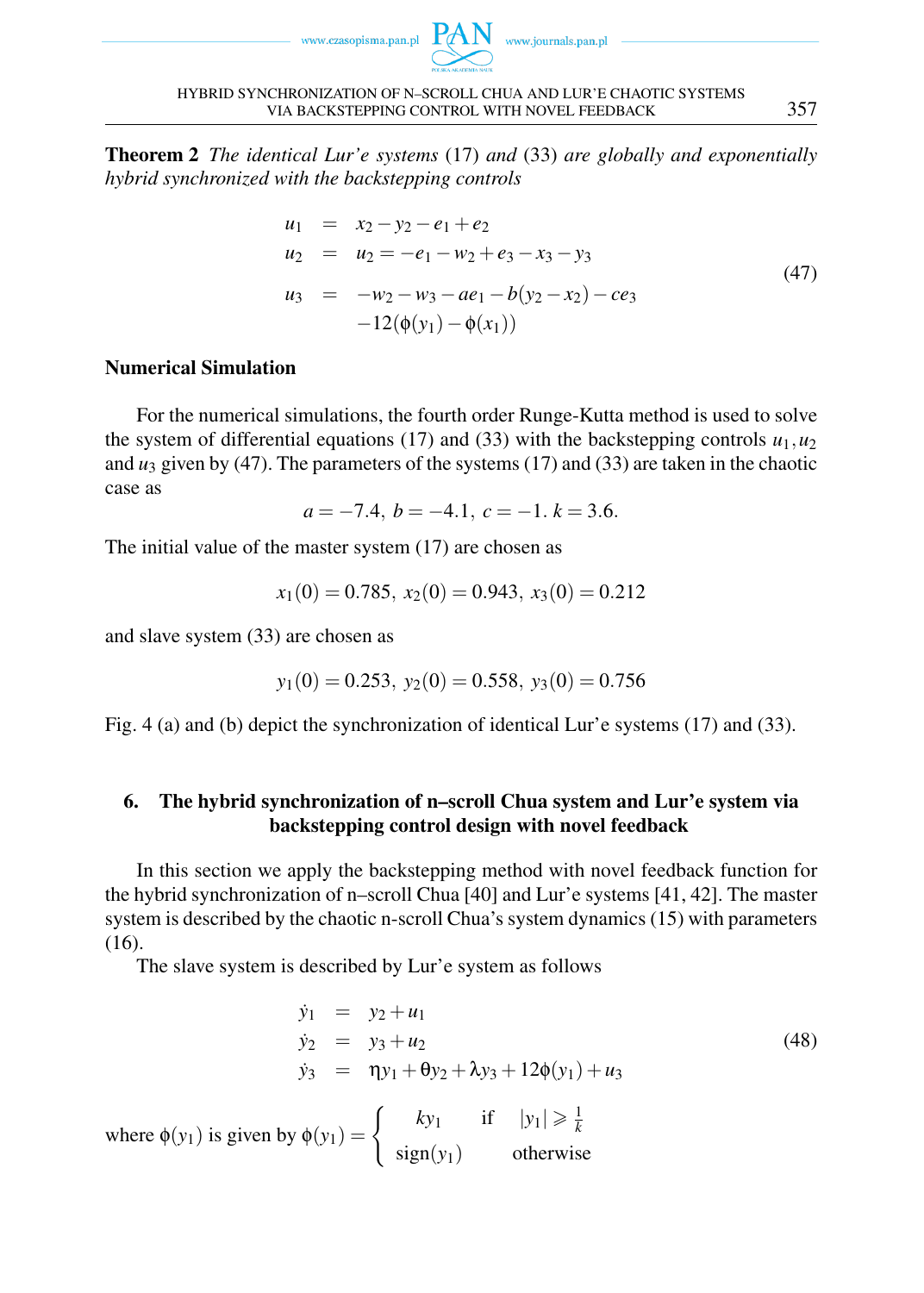**Theorem 2** *The identical Lur'e systems* (17) *and* (33) *are globally and exponentially hybrid synchronized with the backstepping controls*

$$
\begin{aligned}
u_1 &= x_2 - y_2 - e_1 + e_2 \\
u_2 &= u_2 = -e_1 - w_2 + e_3 - x_3 - y_3 \\
u_3 &= -w_2 - w_3 - ae_1 - b(y_2 - x_2) - ce_3 \\
&\quad -12(\phi(y_1) - \phi(x_1))
\end{aligned}
\tag{47}
$$

### Numerical Simulation

For the numerical simulations, the fourth order Runge-Kutta method is used to solve the system of differential equations (17) and (33) with the backstepping controls $u_1, u_2$ and $u_3$ given by (47). The parameters of the systems (17) and (33) are taken in the chaotic case as

$$a = -7.4,\ b = -4.1,\ c = -1.\ k = 3.6.$$

The initial value of the master system (17) are chosen as

$$x_1(0) = 0.785,\ x_2(0) = 0.943,\ x_3(0) = 0.212$$

and slave system (33) are chosen as

$$y_1(0) = 0.253,\ y_2(0) = 0.558,\ y_3(0) = 0.756$$

Fig. 4 (a) and (b) depict the synchronization of identical Lur'e systems (17) and (33).

## 6. The hybrid synchronization of n–scroll Chua system and Lur'e system via backstepping control design with novel feedback

In this section we apply the backstepping method with novel feedback function for the hybrid synchronization of n–scroll Chua [40] and Lur'e systems [41, 42]. The master system is described by the chaotic n-scroll Chua's system dynamics (15) with parameters (16).

The slave system is described by Lur'e system as follows

$$
\begin{aligned}
\dot{y}_1 &= y_2 + u_1 \\
\dot{y}_2 &= y_3 + u_2 \\
\dot{y}_3 &= \eta y_1 + \theta y_2 + \lambda y_3 + 12\phi(y_1) + u_3
\end{aligned}
\tag{48}
$$

where $\phi(y_1)$ is given by $\phi(y_1) = \begin{cases} ky_1 & \text{if} \quad |y_1| \geqslant \frac{1}{k} \\ \text{sign}(y_1) & \text{otherwise} \end{cases}$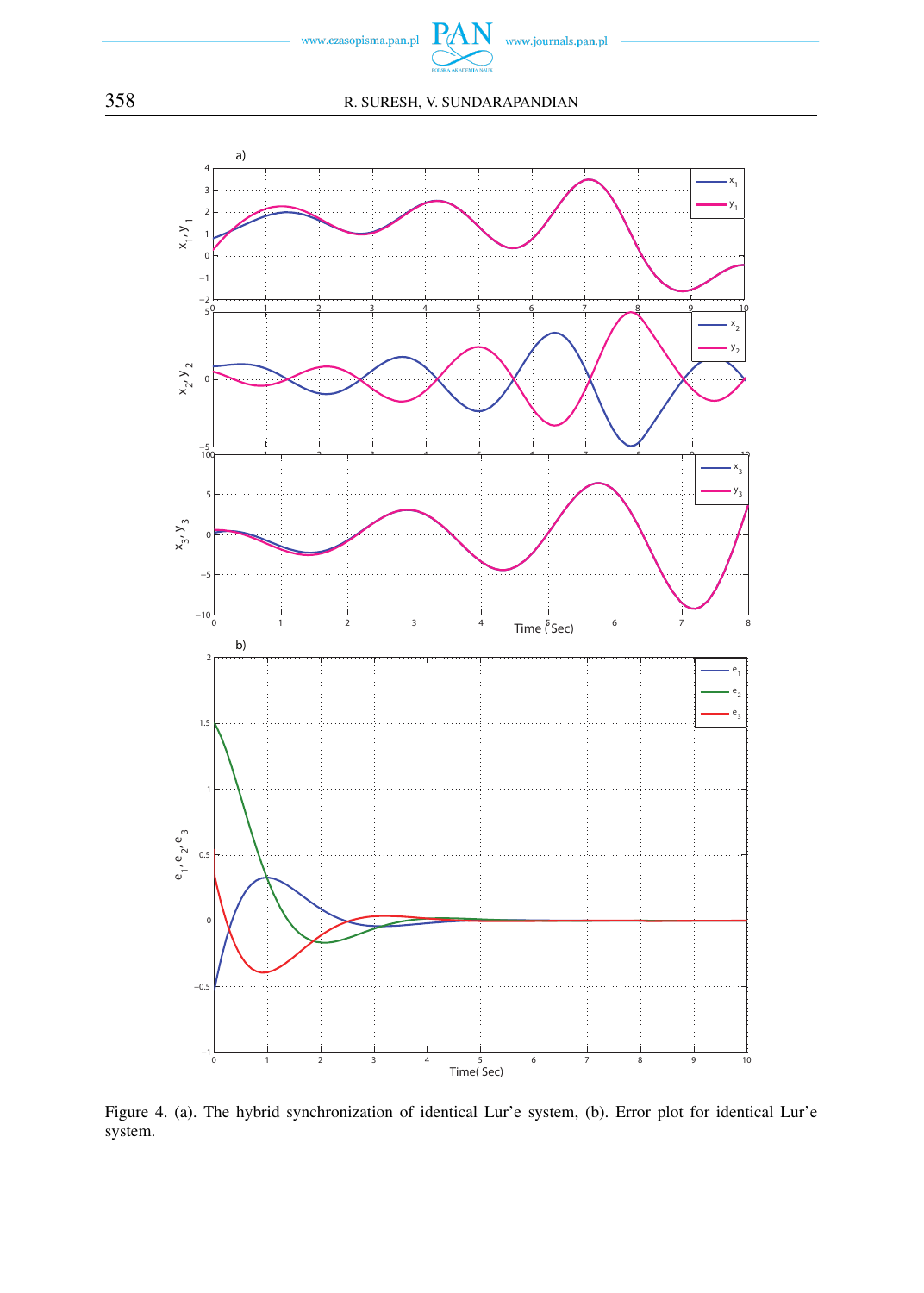Figure 4. (a). The hybrid synchronization of identical Lur'e system, (b). Error plot for identical Lur'e system.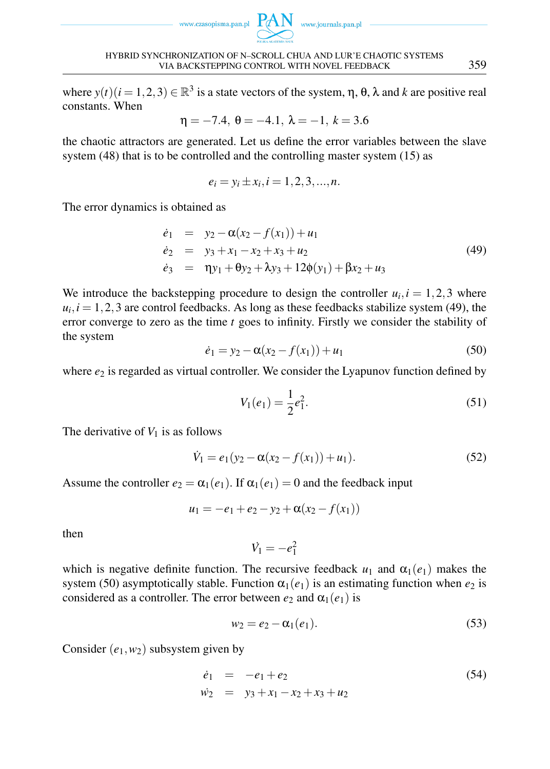where $y(t)(i=1,2,3) \in \mathbb{R}^3$ is a state vectors of the system, $\eta$, $\theta$, $\lambda$ and $k$ are positive real constants. When

$$\eta = -7.4,\ \theta = -4.1,\ \lambda = -1,\ k = 3.6$$

the chaotic attractors are generated. Let us define the error variables between the slave system (48) that is to be controlled and the controlling master system (15) as

$$e_i = y_i \pm x_i, i = 1,2,3,...,n.$$

The error dynamics is obtained as

$$\begin{aligned}
\dot{e}_1 &= y_2 - \alpha(x_2 - f(x_1)) + u_1 \\
\dot{e}_2 &= y_3 + x_1 - x_2 + x_3 + u_2 \\
\dot{e}_3 &= \eta y_1 + \theta y_2 + \lambda y_3 + 12\phi(y_1) + \beta x_2 + u_3
\end{aligned} \tag{49}$$

We introduce the backstepping procedure to design the controller $u_i, i = 1,2,3$ where $u_i, i = 1,2,3$ are control feedbacks. As long as these feedbacks stabilize system (49), the error converge to zero as the time $t$ goes to infinity. Firstly we consider the stability of the system

$$\dot{e}_1 = y_2 - \alpha(x_2 - f(x_1)) + u_1 \tag{50}$$

where $e_2$ is regarded as virtual controller. We consider the Lyapunov function defined by

$$V_1(e_1) = \frac{1}{2}e_1^2. \tag{51}$$

The derivative of $V_1$ is as follows

$$\dot{V}_1 = e_1(y_2 - \alpha(x_2 - f(x_1)) + u_1). \tag{52}$$

Assume the controller $e_2 = \alpha_1(e_1)$. If $\alpha_1(e_1) = 0$ and the feedback input

$$u_1 = -e_1 + e_2 - y_2 + \alpha(x_2 - f(x_1))$$

then

$$\dot{V}_1 = -e_1^2$$

which is negative definite function. The recursive feedback $u_1$ and $\alpha_1(e_1)$ makes the system (50) asymptotically stable. Function $\alpha_1(e_1)$ is an estimating function when $e_2$ is considered as a controller. The error between $e_2$ and $\alpha_1(e_1)$ is

$$w_2 = e_2 - \alpha_1(e_1). \tag{53}$$

Consider $(e_1, w_2)$ subsystem given by

$$\begin{aligned}
\dot{e}_1 &= -e_1 + e_2 \\
\dot{w}_2 &= y_3 + x_1 - x_2 + x_3 + u_2
\end{aligned} \tag{54}$$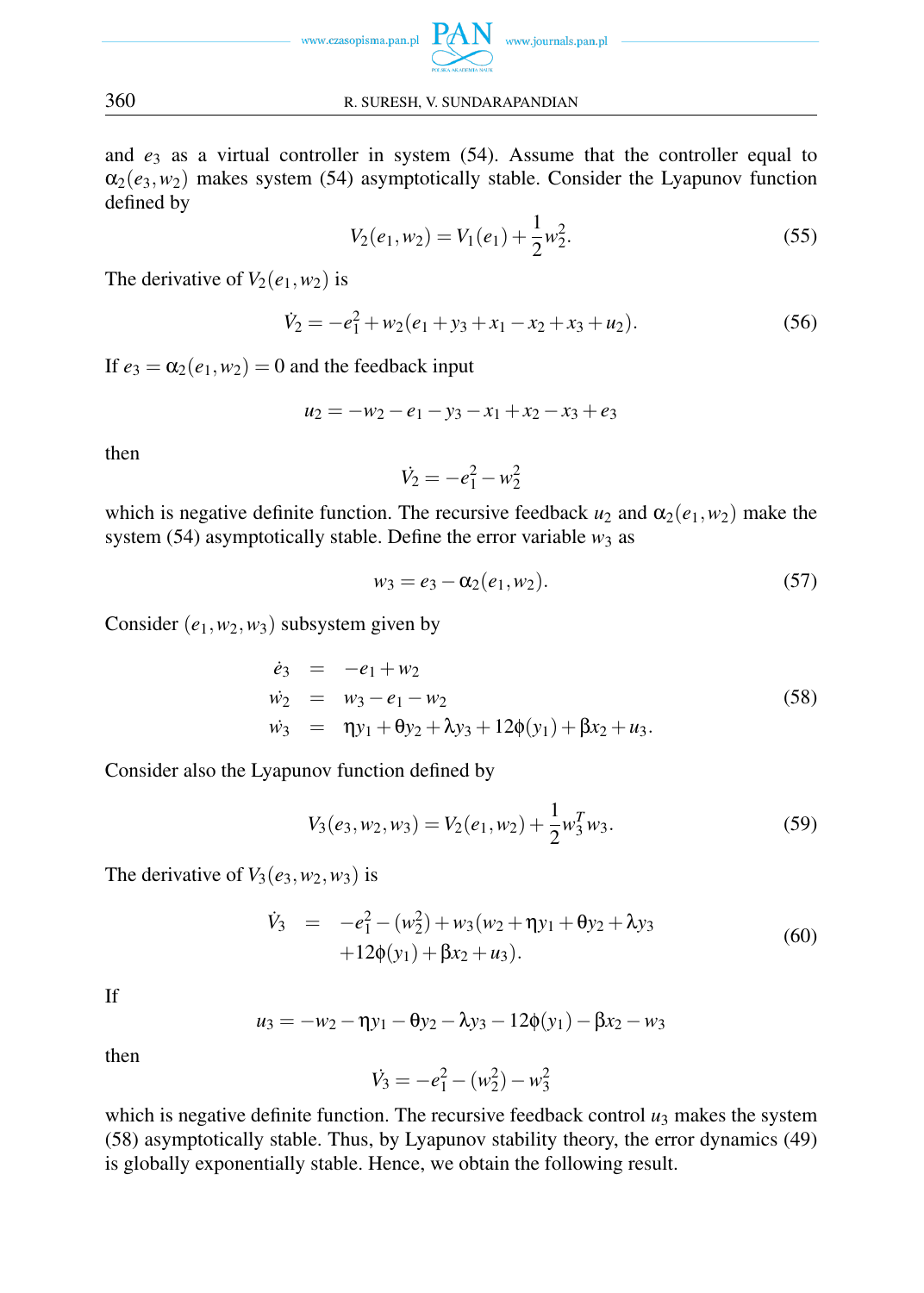and $e_3$ as a virtual controller in system (54). Assume that the controller equal to $\alpha_2(e_3, w_2)$ makes system (54) asymptotically stable. Consider the Lyapunov function defined by

$$V_2(e_1, w_2) = V_1(e_1) + \frac{1}{2}w_2^2. \tag{55}$$

The derivative of $V_2(e_1, w_2)$ is

$$\dot{V}_2 = -e_1^2 + w_2(e_1 + y_3 + x_1 - x_2 + x_3 + u_2). \tag{56}$$

If $e_3 = \alpha_2(e_1, w_2) = 0$ and the feedback input

$$u_2 = -w_2 - e_1 - y_3 - x_1 + x_2 - x_3 + e_3$$

then

$$\dot{V}_2 = -e_1^2 - w_2^2$$

which is negative definite function. The recursive feedback $u_2$ and $\alpha_2(e_1, w_2)$ make the system (54) asymptotically stable. Define the error variable $w_3$ as

$$w_3 = e_3 - \alpha_2(e_1, w_2). \tag{57}$$

Consider $(e_1, w_2, w_3)$ subsystem given by

$$\begin{aligned}
\dot{e}_3 &= -e_1 + w_2 \\
\dot{w}_2 &= w_3 - e_1 - w_2 \\
\dot{w}_3 &= \eta y_1 + \theta y_2 + \lambda y_3 + 12\phi(y_1) + \beta x_2 + u_3.
\end{aligned} \tag{58}$$

Consider also the Lyapunov function defined by

$$V_3(e_3, w_2, w_3) = V_2(e_1, w_2) + \frac{1}{2}w_3^T w_3. \tag{59}$$

The derivative of $V_3(e_3, w_2, w_3)$ is

$$\begin{aligned}
\dot{V}_3 = &-e_1^2 - (w_2^2) + w_3(w_2 + \eta y_1 + \theta y_2 + \lambda y_3 \\
&+ 12\phi(y_1) + \beta x_2 + u_3).
\end{aligned} \tag{60}$$

If

$$u_3 = -w_2 - \eta y_1 - \theta y_2 - \lambda y_3 - 12\phi(y_1) - \beta x_2 - w_3$$

then

$$\dot{V}_3 = -e_1^2 - (w_2^2) - w_3^2$$

which is negative definite function. The recursive feedback control $u_3$ makes the system (58) asymptotically stable. Thus, by Lyapunov stability theory, the error dynamics (49) is globally exponentially stable. Hence, we obtain the following result.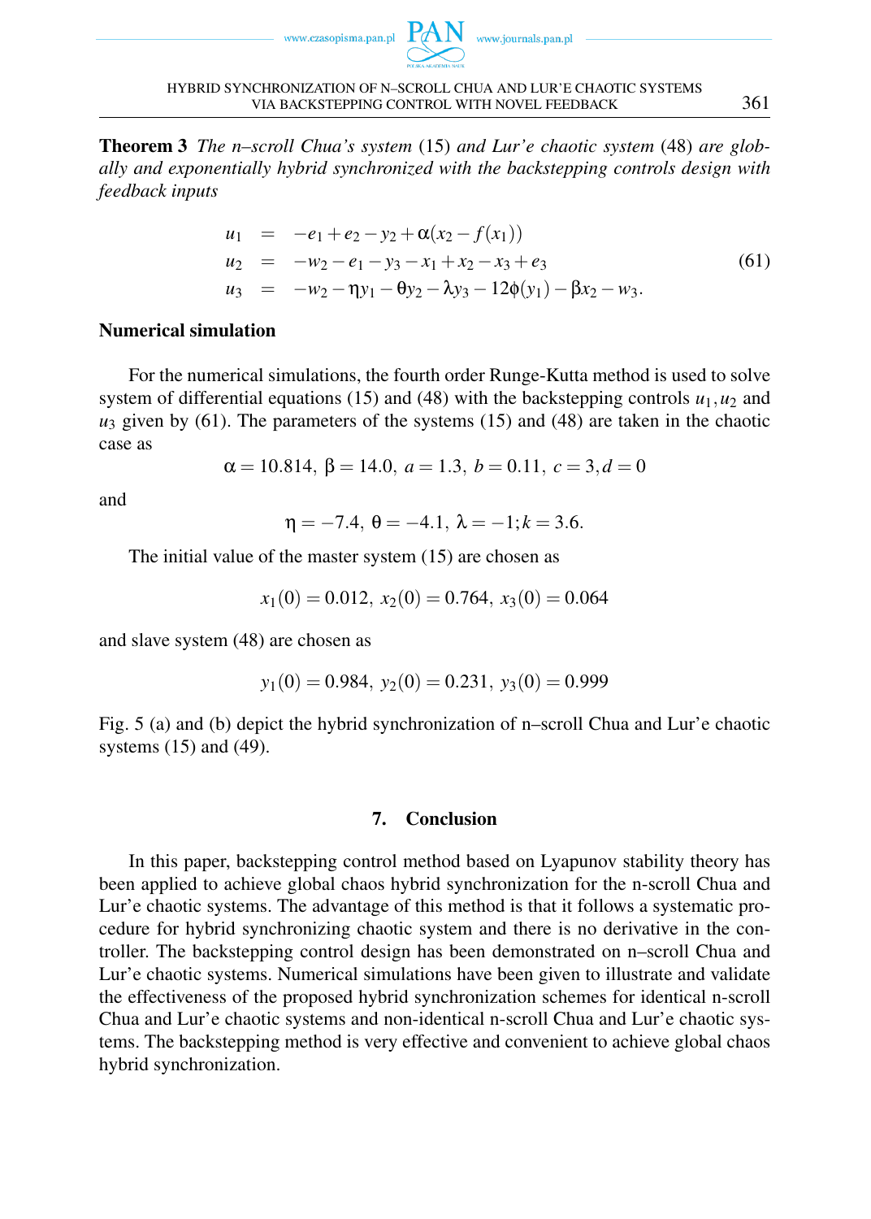**Theorem 3** *The n–scroll Chua's system* (15) *and Lur'e chaotic system* (48) *are globally and exponentially hybrid synchronized with the backstepping controls design with feedback inputs*

$$
\begin{aligned}
u_1 &= -e_1 + e_2 - y_2 + \alpha(x_2 - f(x_1)) \\
u_2 &= -w_2 - e_1 - y_3 - x_1 + x_2 - x_3 + e_3 \\
u_3 &= -w_2 - \eta y_1 - \theta y_2 - \lambda y_3 - 12\phi(y_1) - \beta x_2 - w_3.
\end{aligned}
\tag{61}
$$

### Numerical simulation

For the numerical simulations, the fourth order Runge-Kutta method is used to solve system of differential equations (15) and (48) with the backstepping controls $u_1, u_2$ and $u_3$ given by (61). The parameters of the systems (15) and (48) are taken in the chaotic case as

$$\alpha = 10.814,\ \beta = 14.0,\ a = 1.3,\ b = 0.11,\ c = 3, d = 0$$

and

$$\eta = -7.4,\ \theta = -4.1,\ \lambda = -1; k = 3.6.$$

The initial value of the master system (15) are chosen as

$$x_1(0) = 0.012,\ x_2(0) = 0.764,\ x_3(0) = 0.064$$

and slave system (48) are chosen as

$$y_1(0) = 0.984,\ y_2(0) = 0.231,\ y_3(0) = 0.999$$

Fig. 5 (a) and (b) depict the hybrid synchronization of n–scroll Chua and Lur'e chaotic systems (15) and (49).

## 7. Conclusion

In this paper, backstepping control method based on Lyapunov stability theory has been applied to achieve global chaos hybrid synchronization for the n-scroll Chua and Lur'e chaotic systems. The advantage of this method is that it follows a systematic procedure for hybrid synchronizing chaotic system and there is no derivative in the controller. The backstepping control design has been demonstrated on n–scroll Chua and Lur'e chaotic systems. Numerical simulations have been given to illustrate and validate the effectiveness of the proposed hybrid synchronization schemes for identical n-scroll Chua and Lur'e chaotic systems and non-identical n-scroll Chua and Lur'e chaotic systems. The backstepping method is very effective and convenient to achieve global chaos hybrid synchronization.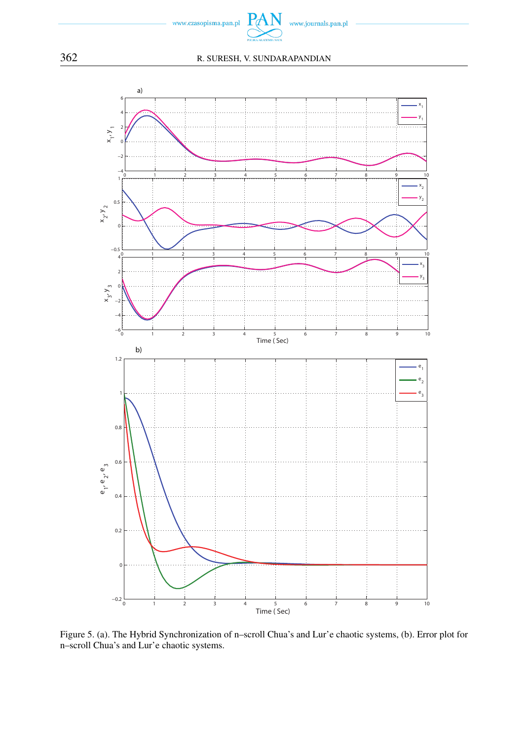Figure 5. (a). The Hybrid Synchronization of n–scroll Chua's and Lur'e chaotic systems, (b). Error plot for n–scroll Chua's and Lur'e chaotic systems.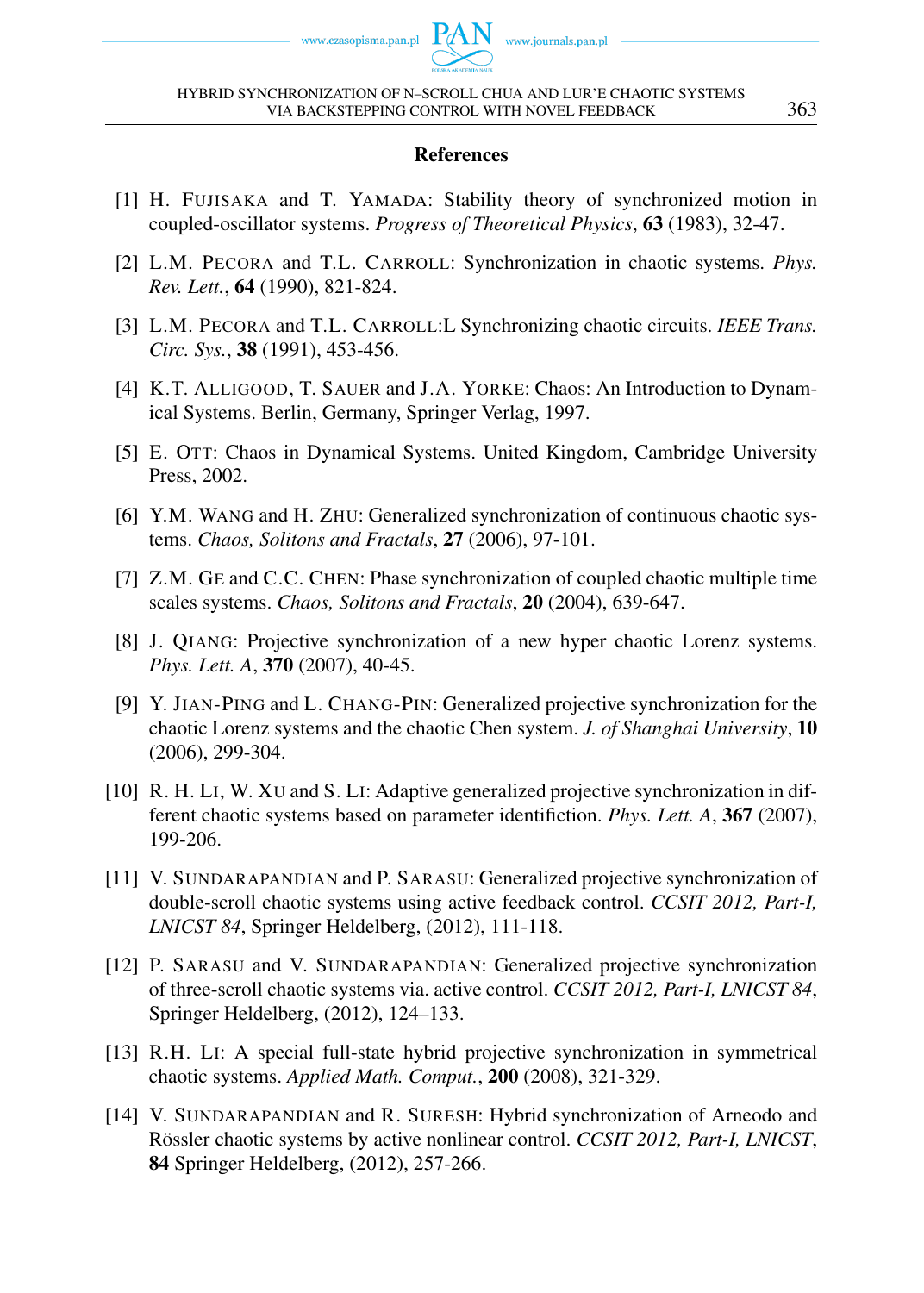## References

[1] H. FUJISAKA and T. YAMADA: Stability theory of synchronized motion in coupled-oscillator systems. *Progress of Theoretical Physics*, **63** (1983), 32-47.

[2] L.M. PECORA and T.L. CARROLL: Synchronization in chaotic systems. *Phys. Rev. Lett.*, **64** (1990), 821-824.

[3] L.M. PECORA and T.L. CARROLL:L Synchronizing chaotic circuits. *IEEE Trans. Circ. Sys.*, **38** (1991), 453-456.

[4] K.T. ALLIGOOD, T. SAUER and J.A. YORKE: Chaos: An Introduction to Dynamical Systems. Berlin, Germany, Springer Verlag, 1997.

[5] E. OTT: Chaos in Dynamical Systems. United Kingdom, Cambridge University Press, 2002.

[6] Y.M. WANG and H. ZHU: Generalized synchronization of continuous chaotic systems. *Chaos, Solitons and Fractals*, **27** (2006), 97-101.

[7] Z.M. GE and C.C. CHEN: Phase synchronization of coupled chaotic multiple time scales systems. *Chaos, Solitons and Fractals*, **20** (2004), 639-647.

[8] J. QIANG: Projective synchronization of a new hyper chaotic Lorenz systems. *Phys. Lett. A*, **370** (2007), 40-45.

[9] Y. JIAN-PING and L. CHANG-PIN: Generalized projective synchronization for the chaotic Lorenz systems and the chaotic Chen system. *J. of Shanghai University*, **10** (2006), 299-304.

[10] R. H. LI, W. XU and S. LI: Adaptive generalized projective synchronization in different chaotic systems based on parameter identifiction. *Phys. Lett. A*, **367** (2007), 199-206.

[11] V. SUNDARAPANDIAN and P. SARASU: Generalized projective synchronization of double-scroll chaotic systems using active feedback control. *CCSIT 2012, Part-I, LNICST 84*, Springer Heldelberg, (2012), 111-118.

[12] P. SARASU and V. SUNDARAPANDIAN: Generalized projective synchronization of three-scroll chaotic systems via. active control. *CCSIT 2012, Part-I, LNICST 84*, Springer Heldelberg, (2012), 124–133.

[13] R.H. LI: A special full-state hybrid projective synchronization in symmetrical chaotic systems. *Applied Math. Comput.*, **200** (2008), 321-329.

[14] V. SUNDARAPANDIAN and R. SURESH: Hybrid synchronization of Arneodo and Rössler chaotic systems by active nonlinear control. *CCSIT 2012, Part-I, LNICST*, **84** Springer Heldelberg, (2012), 257-266.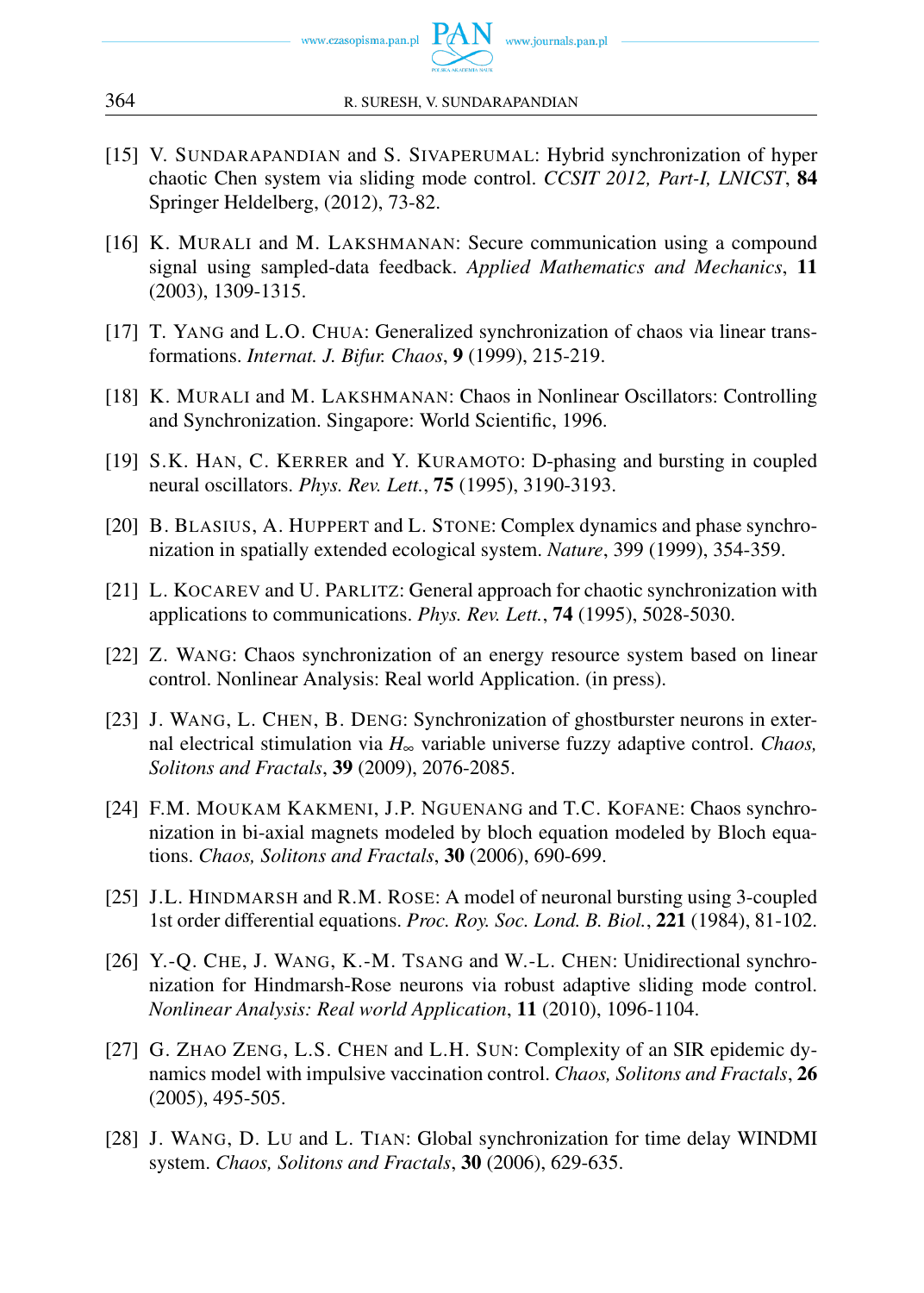[15] V. Sundarapandian and S. Sivaperumal: Hybrid synchronization of hyper chaotic Chen system via sliding mode control. *CCSIT 2012, Part-I, LNICST*, **84** Springer Heldelberg, (2012), 73-82.

[16] K. Murali and M. Lakshmanan: Secure communication using a compound signal using sampled-data feedback. *Applied Mathematics and Mechanics*, **11** (2003), 1309-1315.

[17] T. Yang and L.O. Chua: Generalized synchronization of chaos via linear transformations. *Internat. J. Bifur. Chaos*, **9** (1999), 215-219.

[18] K. Murali and M. Lakshmanan: Chaos in Nonlinear Oscillators: Controlling and Synchronization. Singapore: World Scientific, 1996.

[19] S.K. Han, C. Kerrer and Y. Kuramoto: D-phasing and bursting in coupled neural oscillators. *Phys. Rev. Lett.*, **75** (1995), 3190-3193.

[20] B. Blasius, A. Huppert and L. Stone: Complex dynamics and phase synchronization in spatially extended ecological system. *Nature*, 399 (1999), 354-359.

[21] L. Kocarev and U. Parlitz: General approach for chaotic synchronization with applications to communications. *Phys. Rev. Lett.*, **74** (1995), 5028-5030.

[22] Z. Wang: Chaos synchronization of an energy resource system based on linear control. Nonlinear Analysis: Real world Application. (in press).

[23] J. Wang, L. Chen, B. Deng: Synchronization of ghostburster neurons in external electrical stimulation via $H_\infty$ variable universe fuzzy adaptive control. *Chaos, Solitons and Fractals*, **39** (2009), 2076-2085.

[24] F.M. Moukam Kakmeni, J.P. Nguenang and T.C. Kofane: Chaos synchronization in bi-axial magnets modeled by bloch equation modeled by Bloch equations. *Chaos, Solitons and Fractals*, **30** (2006), 690-699.

[25] J.L. Hindmarsh and R.M. Rose: A model of neuronal bursting using 3-coupled 1st order differential equations. *Proc. Roy. Soc. Lond. B. Biol.*, **221** (1984), 81-102.

[26] Y.-Q. Che, J. Wang, K.-M. Tsang and W.-L. Chen: Unidirectional synchronization for Hindmarsh-Rose neurons via robust adaptive sliding mode control. *Nonlinear Analysis: Real world Application*, **11** (2010), 1096-1104.

[27] G. Zhao Zeng, L.S. Chen and L.H. Sun: Complexity of an SIR epidemic dynamics model with impulsive vaccination control. *Chaos, Solitons and Fractals*, **26** (2005), 495-505.

[28] J. Wang, D. Lu and L. Tian: Global synchronization for time delay WINDMI system. *Chaos, Solitons and Fractals*, **30** (2006), 629-635.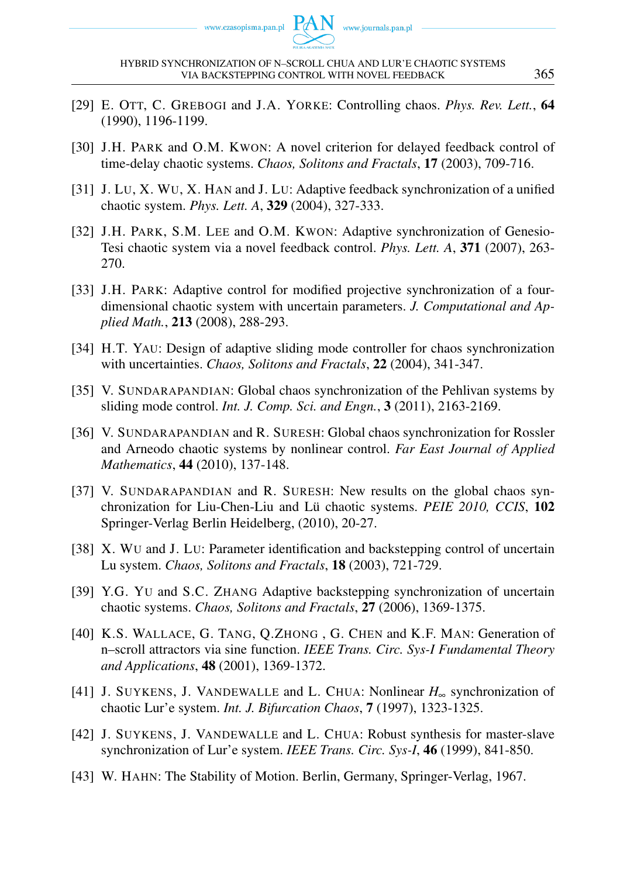[29] E. OTT, C. GREBOGI and J.A. YORKE: Controlling chaos. *Phys. Rev. Lett.*, **64** (1990), 1196-1199.

[30] J.H. PARK and O.M. KWON: A novel criterion for delayed feedback control of time-delay chaotic systems. *Chaos, Solitons and Fractals*, **17** (2003), 709-716.

[31] J. LU, X. WU, X. HAN and J. LU: Adaptive feedback synchronization of a unified chaotic system. *Phys. Lett. A*, **329** (2004), 327-333.

[32] J.H. PARK, S.M. LEE and O.M. KWON: Adaptive synchronization of Genesio-Tesi chaotic system via a novel feedback control. *Phys. Lett. A*, **371** (2007), 263-270.

[33] J.H. PARK: Adaptive control for modified projective synchronization of a four-dimensional chaotic system with uncertain parameters. *J. Computational and Applied Math.*, **213** (2008), 288-293.

[34] H.T. YAU: Design of adaptive sliding mode controller for chaos synchronization with uncertainties. *Chaos, Solitons and Fractals*, **22** (2004), 341-347.

[35] V. SUNDARAPANDIAN: Global chaos synchronization of the Pehlivan systems by sliding mode control. *Int. J. Comp. Sci. and Engn.*, **3** (2011), 2163-2169.

[36] V. SUNDARAPANDIAN and R. SURESH: Global chaos synchronization for Rossler and Arneodo chaotic systems by nonlinear control. *Far East Journal of Applied Mathematics*, **44** (2010), 137-148.

[37] V. SUNDARAPANDIAN and R. SURESH: New results on the global chaos synchronization for Liu-Chen-Liu and Lü chaotic systems. *PEIE 2010, CCIS*, **102** Springer-Verlag Berlin Heidelberg, (2010), 20-27.

[38] X. WU and J. LU: Parameter identification and backstepping control of uncertain Lu system. *Chaos, Solitons and Fractals*, **18** (2003), 721-729.

[39] Y.G. YU and S.C. ZHANG Adaptive backstepping synchronization of uncertain chaotic systems. *Chaos, Solitons and Fractals*, **27** (2006), 1369-1375.

[40] K.S. WALLACE, G. TANG, Q.ZHONG , G. CHEN and K.F. MAN: Generation of n–scroll attractors via sine function. *IEEE Trans. Circ. Sys-I Fundamental Theory and Applications*, **48** (2001), 1369-1372.

[41] J. SUYKENS, J. VANDEWALLE and L. CHUA: Nonlinear $H_\infty$ synchronization of chaotic Lur'e system. *Int. J. Bifurcation Chaos*, **7** (1997), 1323-1325.

[42] J. SUYKENS, J. VANDEWALLE and L. CHUA: Robust synthesis for master-slave synchronization of Lur'e system. *IEEE Trans. Circ. Sys-I*, **46** (1999), 841-850.

[43] W. HAHN: The Stability of Motion. Berlin, Germany, Springer-Verlag, 1967.